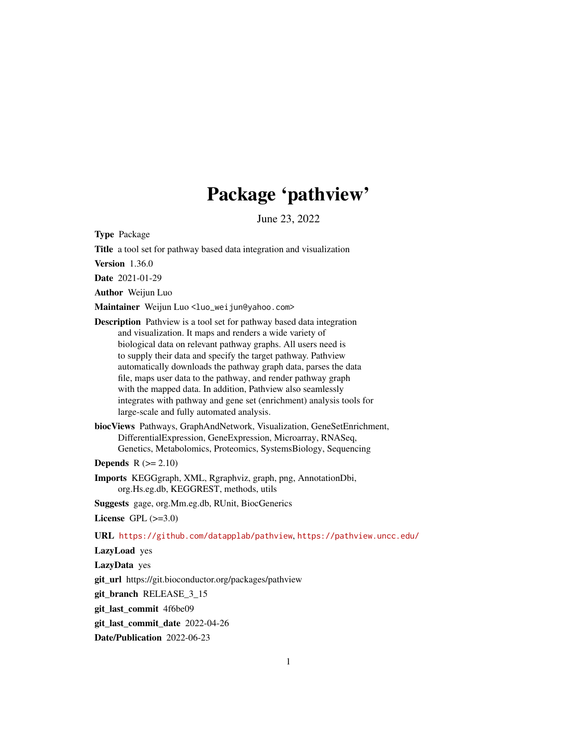# Package 'pathview'

June 23, 2022

**Type** Package

**Title** a tool set for pathway based data integration and visualization

**Version** 1.36.0

**Date** 2021-01-29

**Author** Weijun Luo

**Maintainer** Weijun Luo <luo_weijun@yahoo.com>

**Description** Pathview is a tool set for pathway based data integration and visualization. It maps and renders a wide variety of biological data on relevant pathway graphs. All users need is to supply their data and specify the target pathway. Pathview automatically downloads the pathway graph data, parses the data file, maps user data to the pathway, and render pathway graph with the mapped data. In addition, Pathview also seamlessly integrates with pathway and gene set (enrichment) analysis tools for large-scale and fully automated analysis.

**biocViews** Pathways, GraphAndNetwork, Visualization, GeneSetEnrichment, DifferentialExpression, GeneExpression, Microarray, RNASeq, Genetics, Metabolomics, Proteomics, SystemsBiology, Sequencing

**Depends** R (>= 2.10)

**Imports** KEGGgraph, XML, Rgraphviz, graph, png, AnnotationDbi, org.Hs.eg.db, KEGGREST, methods, utils

**Suggests** gage, org.Mm.eg.db, RUnit, BiocGenerics

**License** GPL (>=3.0)

**URL** https://github.com/datapplab/pathview, https://pathview.uncc.edu/

**LazyLoad** yes

**LazyData** yes

**git_url** https://git.bioconductor.org/packages/pathview

**git_branch** RELEASE_3_15

**git_last_commit** 4f6be09

**git_last_commit_date** 2022-04-26

**Date/Publication** 2022-06-23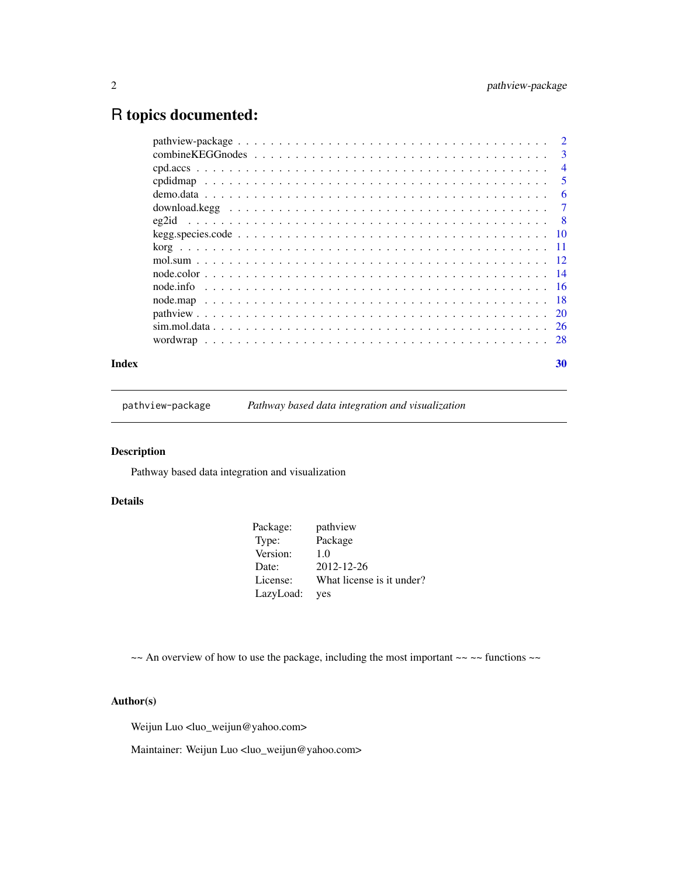# R topics documented:

| | |
|---|---|
| pathview-package | 2 |
| combineKEGGnodes | 3 |
| cpd.accs | 4 |
| cpdidmap | 5 |
| demo.data | 6 |
| download.kegg | 7 |
| eg2id | 8 |
| kegg.species.code | 10 |
| korg | 11 |
| mol.sum | 12 |
| node.color | 14 |
| node.info | 16 |
| node.map | 18 |
| pathview | 20 |
| sim.mol.data | 26 |
| wordwrap | 28 |

**Index** **30**

---

`pathview-package` *Pathway based data integration and visualization*

---

## Description

Pathway based data integration and visualization

## Details

| | |
|---|---|
| Package: | pathview |
| Type: | Package |
| Version: | 1.0 |
| Date: | 2012-12-26 |
| License: | What license is it under? |
| LazyLoad: | yes |

~~ An overview of how to use the package, including the most important ~~ ~~ functions ~~

## Author(s)

Weijun Luo <luo_weijun@yahoo.com>

Maintainer: Weijun Luo <luo_weijun@yahoo.com>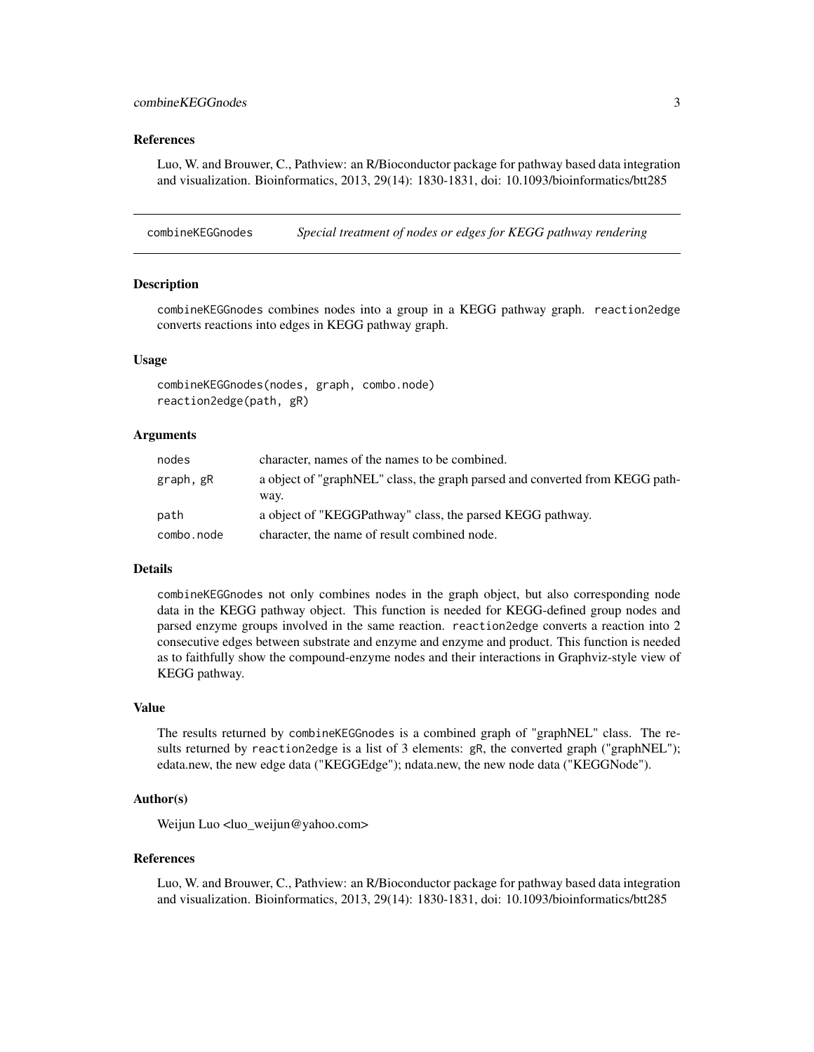### References

Luo, W. and Brouwer, C., Pathview: an R/Bioconductor package for pathway based data integration and visualization. Bioinformatics, 2013, 29(14): 1830-1831, doi: 10.1093/bioinformatics/btt285

---

## combineKEGGnodes — *Special treatment of nodes or edges for KEGG pathway rendering*

### Description

combineKEGGnodes combines nodes into a group in a KEGG pathway graph. reaction2edge converts reactions into edges in KEGG pathway graph.

### Usage

```
combineKEGGnodes(nodes, graph, combo.node)
reaction2edge(path, gR)
```

### Arguments

| | |
|---|---|
| nodes | character, names of the names to be combined. |
| graph, gR | a object of "graphNEL" class, the graph parsed and converted from KEGG pathway. |
| path | a object of "KEGGPathway" class, the parsed KEGG pathway. |
| combo.node | character, the name of result combined node. |

### Details

combineKEGGnodes not only combines nodes in the graph object, but also corresponding node data in the KEGG pathway object. This function is needed for KEGG-defined group nodes and parsed enzyme groups involved in the same reaction. reaction2edge converts a reaction into 2 consecutive edges between substrate and enzyme and enzyme and product. This function is needed as to faithfully show the compound-enzyme nodes and their interactions in Graphviz-style view of KEGG pathway.

### Value

The results returned by combineKEGGnodes is a combined graph of "graphNEL" class. The results returned by reaction2edge is a list of 3 elements: gR, the converted graph ("graphNEL"); edata.new, the new edge data ("KEGGEdge"); ndata.new, the new node data ("KEGGNode").

### Author(s)

Weijun Luo <luo_weijun@yahoo.com>

### References

Luo, W. and Brouwer, C., Pathview: an R/Bioconductor package for pathway based data integration and visualization. Bioinformatics, 2013, 29(14): 1830-1831, doi: 10.1093/bioinformatics/btt285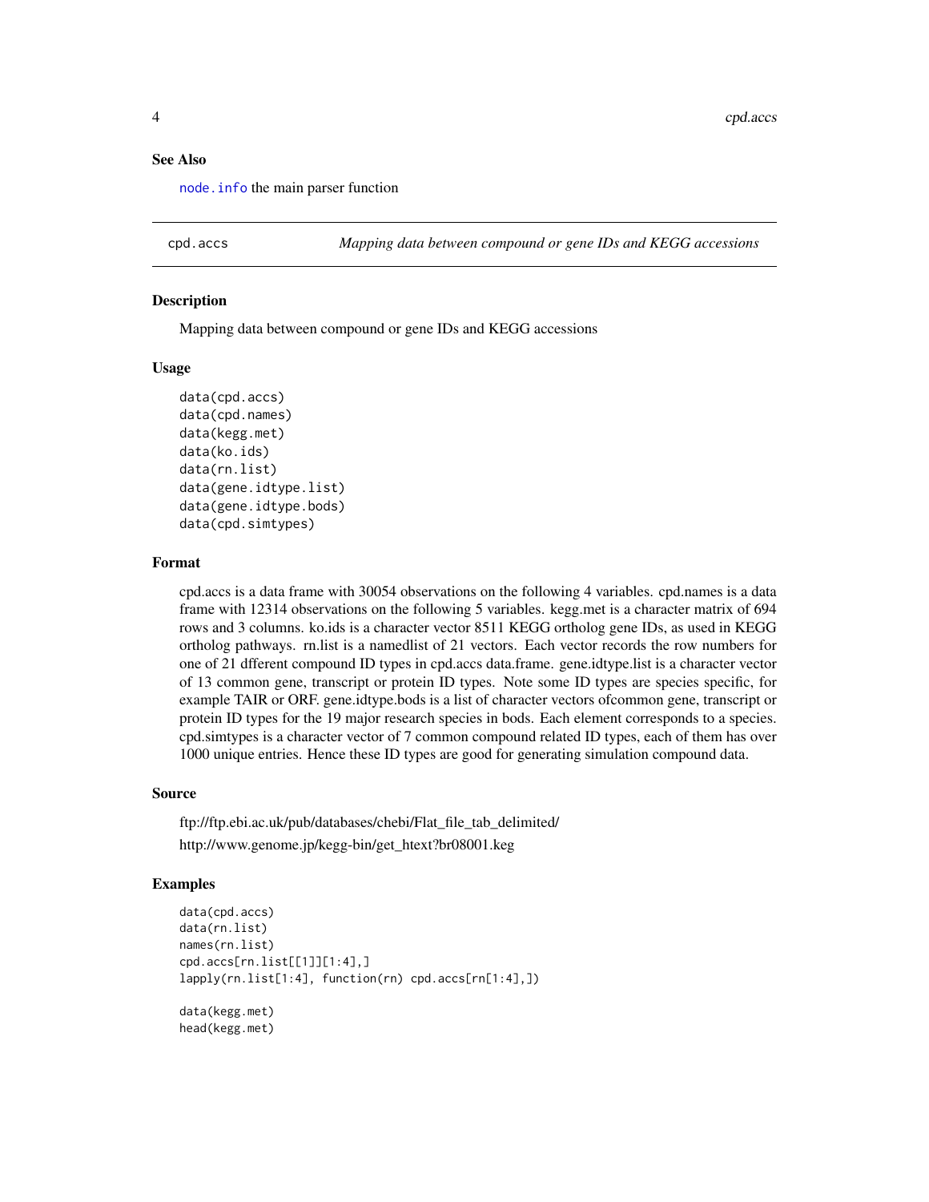## See Also

`node.info` the main parser function

---

`cpd.accs` *Mapping data between compound or gene IDs and KEGG accessions*

---

### Description

Mapping data between compound or gene IDs and KEGG accessions

### Usage

```
data(cpd.accs)
data(cpd.names)
data(kegg.met)
data(ko.ids)
data(rn.list)
data(gene.idtype.list)
data(gene.idtype.bods)
data(cpd.simtypes)
```

### Format

cpd.accs is a data frame with 30054 observations on the following 4 variables. cpd.names is a data frame with 12314 observations on the following 5 variables. kegg.met is a character matrix of 694 rows and 3 columns. ko.ids is a character vector 8511 KEGG ortholog gene IDs, as used in KEGG ortholog pathways. rn.list is a namedlist of 21 vectors. Each vector records the row numbers for one of 21 dfferent compound ID types in cpd.accs data.frame. gene.idtype.list is a character vector of 13 common gene, transcript or protein ID types. Note some ID types are species specific, for example TAIR or ORF. gene.idtype.bods is a list of character vectors ofcommon gene, transcript or protein ID types for the 19 major research species in bods. Each element corresponds to a species. cpd.simtypes is a character vector of 7 common compound related ID types, each of them has over 1000 unique entries. Hence these ID types are good for generating simulation compound data.

### Source

ftp://ftp.ebi.ac.uk/pub/databases/chebi/Flat_file_tab_delimited/

http://www.genome.jp/kegg-bin/get_htext?br08001.keg

### Examples

```
data(cpd.accs)
data(rn.list)
names(rn.list)
cpd.accs[rn.list[[1]][1:4],]
lapply(rn.list[1:4], function(rn) cpd.accs[rn[1:4],])

data(kegg.met)
head(kegg.met)
```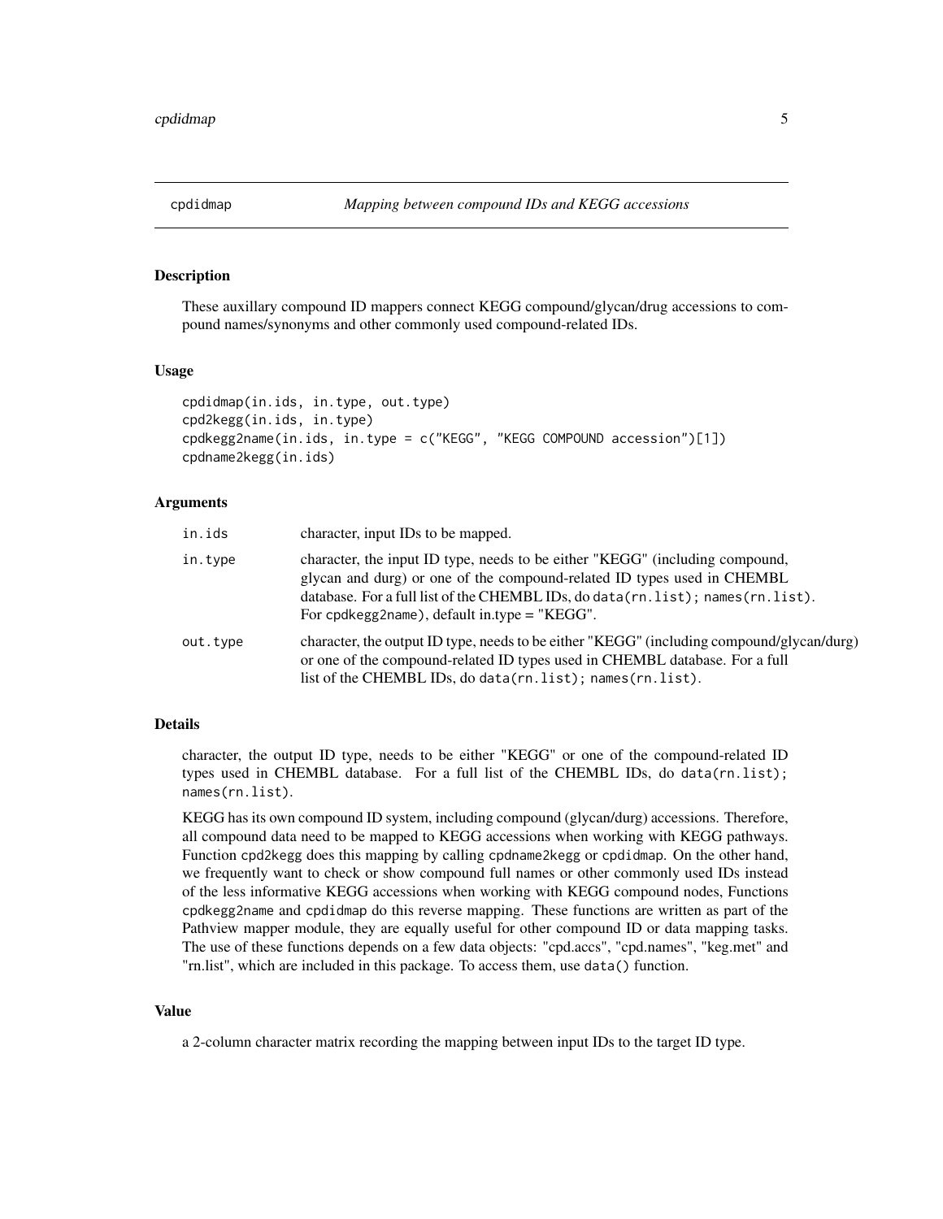## cpdidmap — *Mapping between compound IDs and KEGG accessions*

### Description

These auxillary compound ID mappers connect KEGG compound/glycan/drug accessions to compound names/synonyms and other commonly used compound-related IDs.

### Usage

```
cpdidmap(in.ids, in.type, out.type)
cpd2kegg(in.ids, in.type)
cpdkegg2name(in.ids, in.type = c("KEGG", "KEGG COMPOUND accession")[1])
cpdname2kegg(in.ids)
```

### Arguments

| | |
|---|---|
| in.ids | character, input IDs to be mapped. |
| in.type | character, the input ID type, needs to be either "KEGG" (including compound, glycan and durg) or one of the compound-related ID types used in CHEMBL database. For a full list of the CHEMBL IDs, do `data(rn.list); names(rn.list)`. For `cpdkegg2name`), default in.type = "KEGG". |
| out.type | character, the output ID type, needs to be either "KEGG" (including compound/glycan/durg) or one of the compound-related ID types used in CHEMBL database. For a full list of the CHEMBL IDs, do `data(rn.list); names(rn.list)`. |

### Details

character, the output ID type, needs to be either "KEGG" or one of the compound-related ID types used in CHEMBL database. For a full list of the CHEMBL IDs, do `data(rn.list); names(rn.list)`.

KEGG has its own compound ID system, including compound (glycan/durg) accessions. Therefore, all compound data need to be mapped to KEGG accessions when working with KEGG pathways. Function `cpd2kegg` does this mapping by calling `cpdname2kegg` or `cpdidmap`. On the other hand, we frequently want to check or show compound full names or other commonly used IDs instead of the less informative KEGG accessions when working with KEGG compound nodes, Functions `cpdkegg2name` and `cpdidmap` do this reverse mapping. These functions are written as part of the Pathview mapper module, they are equally useful for other compound ID or data mapping tasks. The use of these functions depends on a few data objects: "cpd.accs", "cpd.names", "keg.met" and "rn.list", which are included in this package. To access them, use `data()` function.

### Value

a 2-column character matrix recording the mapping between input IDs to the target ID type.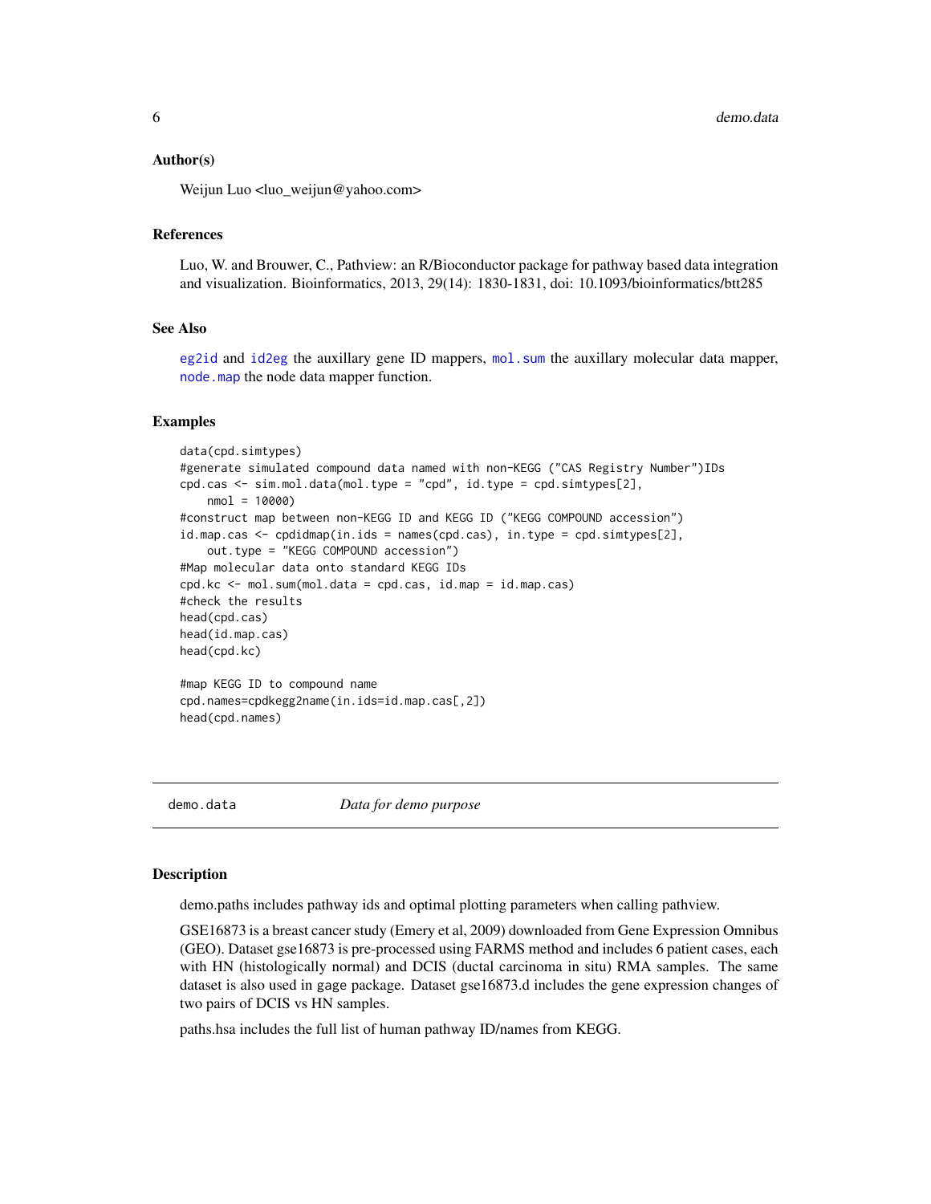### Author(s)

Weijun Luo <luo_weijun@yahoo.com>

### References

Luo, W. and Brouwer, C., Pathview: an R/Bioconductor package for pathway based data integration and visualization. Bioinformatics, 2013, 29(14): 1830-1831, doi: 10.1093/bioinformatics/btt285

### See Also

eg2id and id2eg the auxillary gene ID mappers, mol.sum the auxillary molecular data mapper, node.map the node data mapper function.

### Examples

```
data(cpd.simtypes)
#generate simulated compound data named with non-KEGG ("CAS Registry Number")IDs
cpd.cas <- sim.mol.data(mol.type = "cpd", id.type = cpd.simtypes[2],
    nmol = 10000)
#construct map between non-KEGG ID and KEGG ID ("KEGG COMPOUND accession")
id.map.cas <- cpdidmap(in.ids = names(cpd.cas), in.type = cpd.simtypes[2],
    out.type = "KEGG COMPOUND accession")
#Map molecular data onto standard KEGG IDs
cpd.kc <- mol.sum(mol.data = cpd.cas, id.map = id.map.cas)
#check the results
head(cpd.cas)
head(id.map.cas)
head(cpd.kc)

#map KEGG ID to compound name
cpd.names=cpdkegg2name(in.ids=id.map.cas[,2])
head(cpd.names)
```

---

## demo.data *Data for demo purpose*

### Description

demo.paths includes pathway ids and optimal plotting parameters when calling pathview.

GSE16873 is a breast cancer study (Emery et al, 2009) downloaded from Gene Expression Omnibus (GEO). Dataset gse16873 is pre-processed using FARMS method and includes 6 patient cases, each with HN (histologically normal) and DCIS (ductal carcinoma in situ) RMA samples. The same dataset is also used in gage package. Dataset gse16873.d includes the gene expression changes of two pairs of DCIS vs HN samples.

paths.hsa includes the full list of human pathway ID/names from KEGG.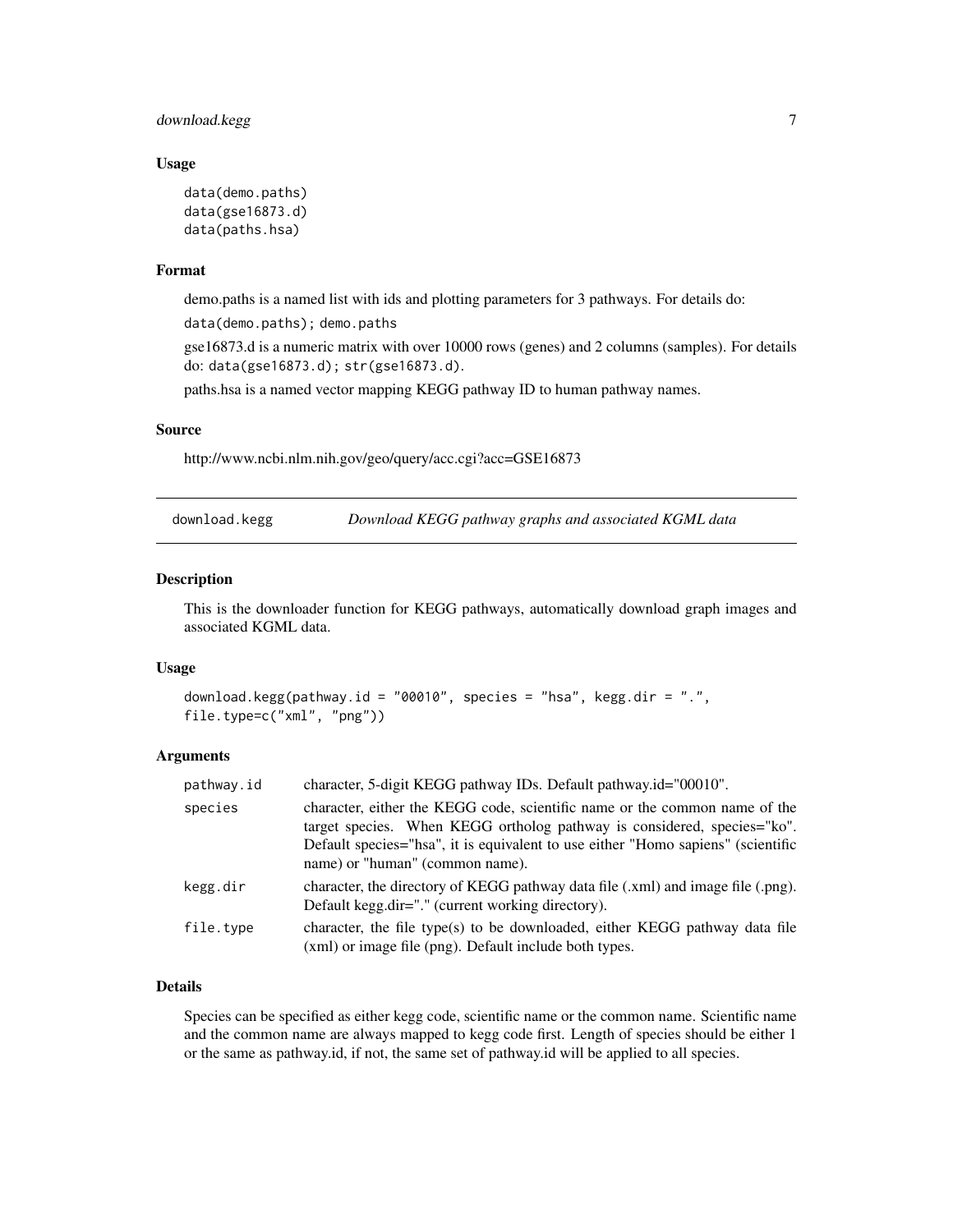### Usage

```
data(demo.paths)
data(gse16873.d)
data(paths.hsa)
```

### Format

demo.paths is a named list with ids and plotting parameters for 3 pathways. For details do:

`data(demo.paths); demo.paths`

gse16873.d is a numeric matrix with over 10000 rows (genes) and 2 columns (samples). For details do: `data(gse16873.d); str(gse16873.d)`.

paths.hsa is a named vector mapping KEGG pathway ID to human pathway names.

### Source

http://www.ncbi.nlm.nih.gov/geo/query/acc.cgi?acc=GSE16873

---

## download.kegg — *Download KEGG pathway graphs and associated KGML data*

### Description

This is the downloader function for KEGG pathways, automatically download graph images and associated KGML data.

### Usage

```
download.kegg(pathway.id = "00010", species = "hsa", kegg.dir = ".",
file.type=c("xml", "png"))
```

### Arguments

| | |
|---|---|
| `pathway.id` | character, 5-digit KEGG pathway IDs. Default pathway.id="00010". |
| `species` | character, either the KEGG code, scientific name or the common name of the target species. When KEGG ortholog pathway is considered, species="ko". Default species="hsa", it is equivalent to use either "Homo sapiens" (scientific name) or "human" (common name). |
| `kegg.dir` | character, the directory of KEGG pathway data file (.xml) and image file (.png). Default kegg.dir="." (current working directory). |
| `file.type` | character, the file type(s) to be downloaded, either KEGG pathway data file (xml) or image file (png). Default include both types. |

### Details

Species can be specified as either kegg code, scientific name or the common name. Scientific name and the common name are always mapped to kegg code first. Length of species should be either 1 or the same as pathway.id, if not, the same set of pathway.id will be applied to all species.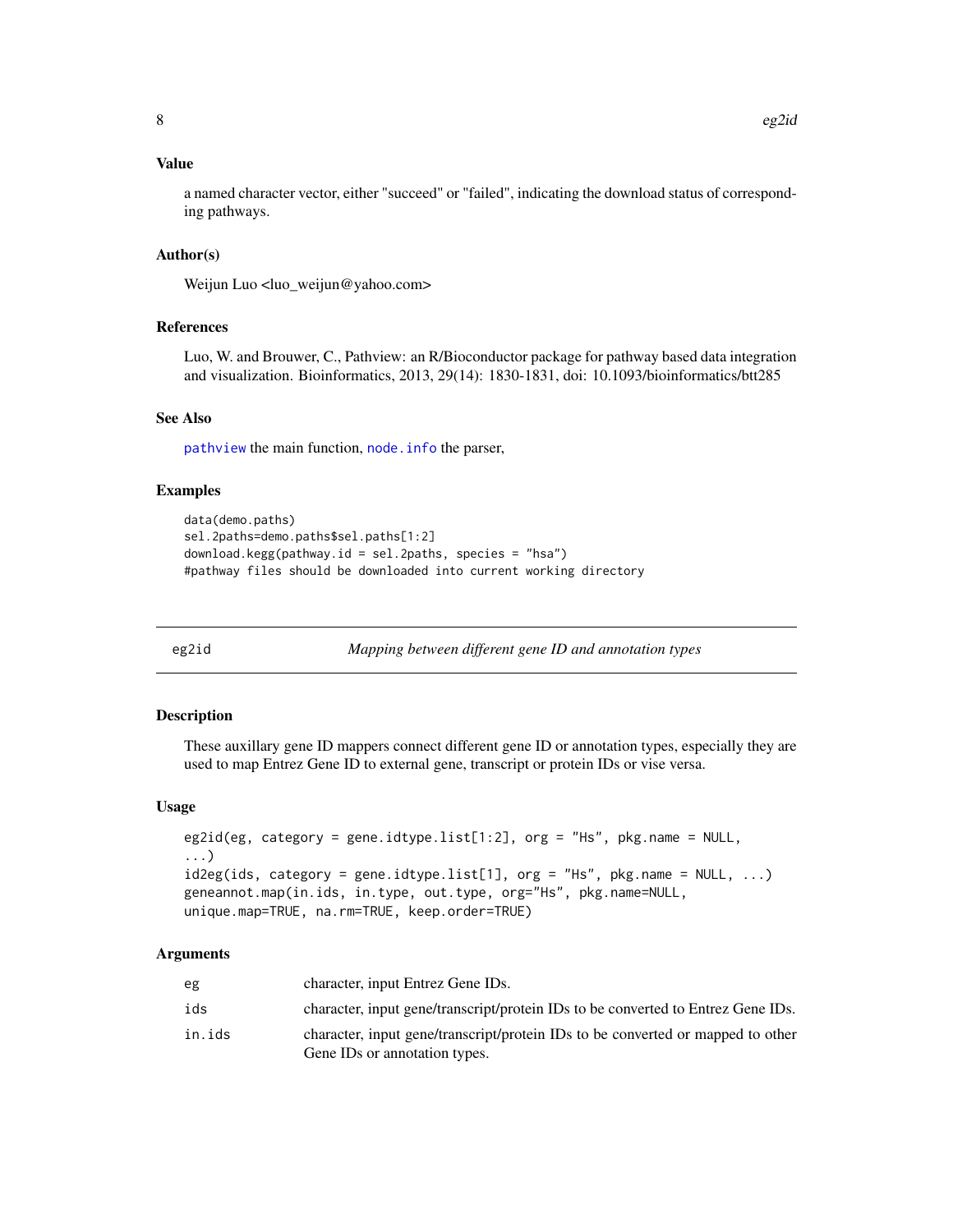## Value

a named character vector, either "succeed" or "failed", indicating the download status of corresponding pathways.

## Author(s)

Weijun Luo <luo_weijun@yahoo.com>

## References

Luo, W. and Brouwer, C., Pathview: an R/Bioconductor package for pathway based data integration and visualization. Bioinformatics, 2013, 29(14): 1830-1831, doi: 10.1093/bioinformatics/btt285

## See Also

`pathview` the main function, `node.info` the parser,

## Examples

```
data(demo.paths)
sel.2paths=demo.paths$sel.paths[1:2]
download.kegg(pathway.id = sel.2paths, species = "hsa")
#pathway files should be downloaded into current working directory
```

---

# eg2id — *Mapping between different gene ID and annotation types*

---

## Description

These auxillary gene ID mappers connect different gene ID or annotation types, especially they are used to map Entrez Gene ID to external gene, transcript or protein IDs or vise versa.

## Usage

```
eg2id(eg, category = gene.idtype.list[1:2], org = "Hs", pkg.name = NULL,
...)
id2eg(ids, category = gene.idtype.list[1], org = "Hs", pkg.name = NULL, ...)
geneannot.map(in.ids, in.type, out.type, org="Hs", pkg.name=NULL,
unique.map=TRUE, na.rm=TRUE, keep.order=TRUE)
```

## Arguments

| | |
|---|---|
| eg | character, input Entrez Gene IDs. |
| ids | character, input gene/transcript/protein IDs to be converted to Entrez Gene IDs. |
| in.ids | character, input gene/transcript/protein IDs to be converted or mapped to other Gene IDs or annotation types. |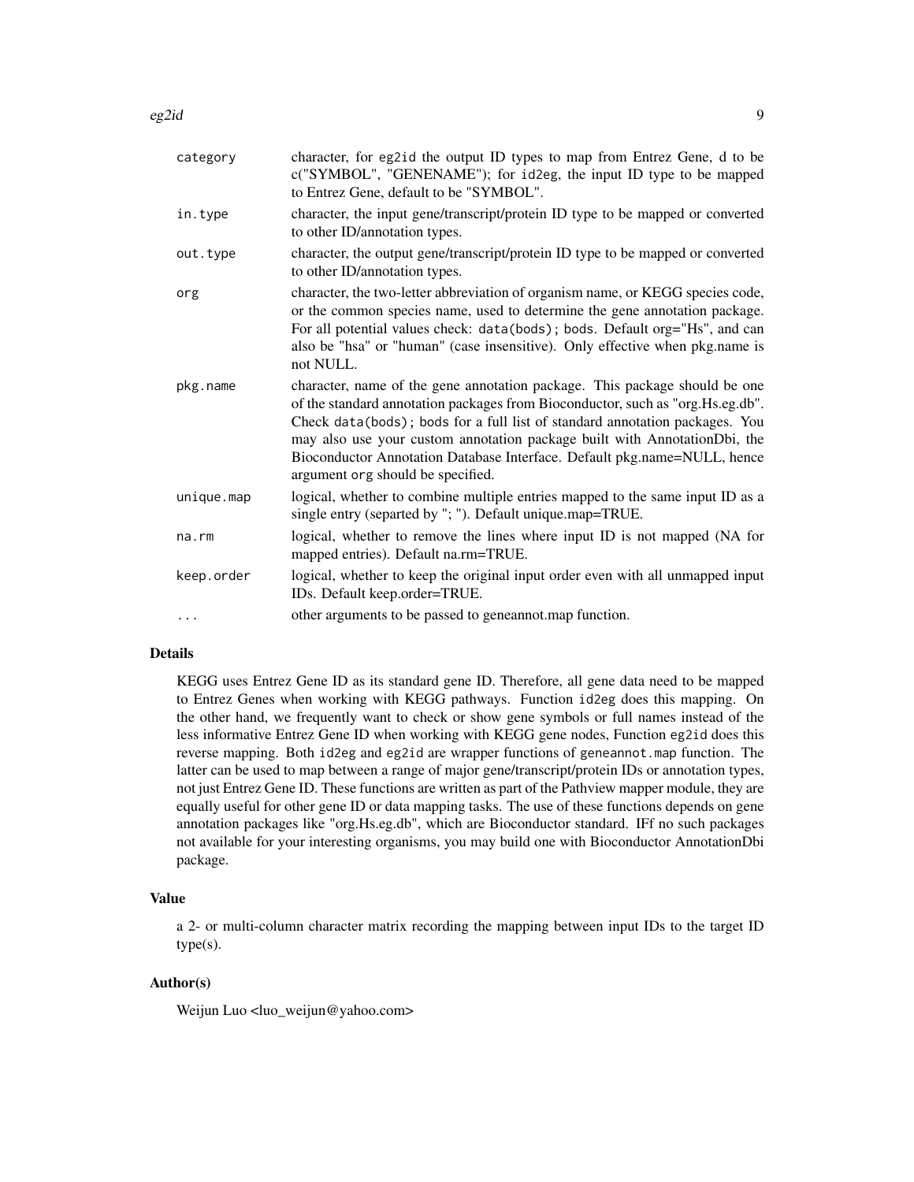| | |
|---|---|
| category | character, for eg2id the output ID types to map from Entrez Gene, d to be c("SYMBOL", "GENENAME"); for id2eg, the input ID type to be mapped to Entrez Gene, default to be "SYMBOL". |
| in.type | character, the input gene/transcript/protein ID type to be mapped or converted to other ID/annotation types. |
| out.type | character, the output gene/transcript/protein ID type to be mapped or converted to other ID/annotation types. |
| org | character, the two-letter abbreviation of organism name, or KEGG species code, or the common species name, used to determine the gene annotation package. For all potential values check: data(bods); bods. Default org="Hs", and can also be "hsa" or "human" (case insensitive). Only effective when pkg.name is not NULL. |
| pkg.name | character, name of the gene annotation package. This package should be one of the standard annotation packages from Bioconductor, such as "org.Hs.eg.db". Check data(bods); bods for a full list of standard annotation packages. You may also use your custom annotation package built with AnnotationDbi, the Bioconductor Annotation Database Interface. Default pkg.name=NULL, hence argument org should be specified. |
| unique.map | logical, whether to combine multiple entries mapped to the same input ID as a single entry (separted by "; "). Default unique.map=TRUE. |
| na.rm | logical, whether to remove the lines where input ID is not mapped (NA for mapped entries). Default na.rm=TRUE. |
| keep.order | logical, whether to keep the original input order even with all unmapped input IDs. Default keep.order=TRUE. |
| ... | other arguments to be passed to geneannot.map function. |

## Details

KEGG uses Entrez Gene ID as its standard gene ID. Therefore, all gene data need to be mapped to Entrez Genes when working with KEGG pathways. Function id2eg does this mapping. On the other hand, we frequently want to check or show gene symbols or full names instead of the less informative Entrez Gene ID when working with KEGG gene nodes, Function eg2id does this reverse mapping. Both id2eg and eg2id are wrapper functions of geneannot.map function. The latter can be used to map between a range of major gene/transcript/protein IDs or annotation types, not just Entrez Gene ID. These functions are written as part of the Pathview mapper module, they are equally useful for other gene ID or data mapping tasks. The use of these functions depends on gene annotation packages like "org.Hs.eg.db", which are Bioconductor standard. IFf no such packages not available for your interesting organisms, you may build one with Bioconductor AnnotationDbi package.

## Value

a 2- or multi-column character matrix recording the mapping between input IDs to the target ID type(s).

## Author(s)

Weijun Luo <luo_weijun@yahoo.com>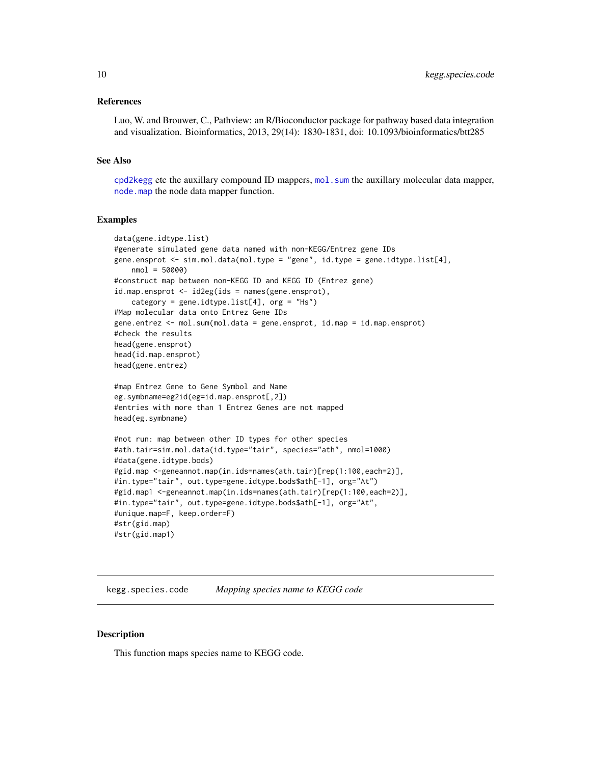### References

Luo, W. and Brouwer, C., Pathview: an R/Bioconductor package for pathway based data integration and visualization. Bioinformatics, 2013, 29(14): 1830-1831, doi: 10.1093/bioinformatics/btt285

### See Also

`cpd2kegg` etc the auxillary compound ID mappers, `mol.sum` the auxillary molecular data mapper, `node.map` the node data mapper function.

### Examples

```
data(gene.idtype.list)
#generate simulated gene data named with non-KEGG/Entrez gene IDs
gene.ensprot <- sim.mol.data(mol.type = "gene", id.type = gene.idtype.list[4],
    nmol = 50000)
#construct map between non-KEGG ID and KEGG ID (Entrez gene)
id.map.ensprot <- id2eg(ids = names(gene.ensprot),
    category = gene.idtype.list[4], org = "Hs")
#Map molecular data onto Entrez Gene IDs
gene.entrez <- mol.sum(mol.data = gene.ensprot, id.map = id.map.ensprot)
#check the results
head(gene.ensprot)
head(id.map.ensprot)
head(gene.entrez)

#map Entrez Gene to Gene Symbol and Name
eg.symbname=eg2id(eg=id.map.ensprot[,2])
#entries with more than 1 Entrez Genes are not mapped
head(eg.symbname)

#not run: map between other ID types for other species
#ath.tair=sim.mol.data(id.type="tair", species="ath", nmol=1000)
#data(gene.idtype.bods)
#gid.map <-geneannot.map(in.ids=names(ath.tair)[rep(1:100,each=2)],
#in.type="tair", out.type=gene.idtype.bods$ath[-1], org="At")
#gid.map1 <-geneannot.map(in.ids=names(ath.tair)[rep(1:100,each=2)],
#in.type="tair", out.type=gene.idtype.bods$ath[-1], org="At",
#unique.map=F, keep.order=F)
#str(gid.map)
#str(gid.map1)
```

---

## kegg.species.code &nbsp;&nbsp;&nbsp; *Mapping species name to KEGG code*

### Description

This function maps species name to KEGG code.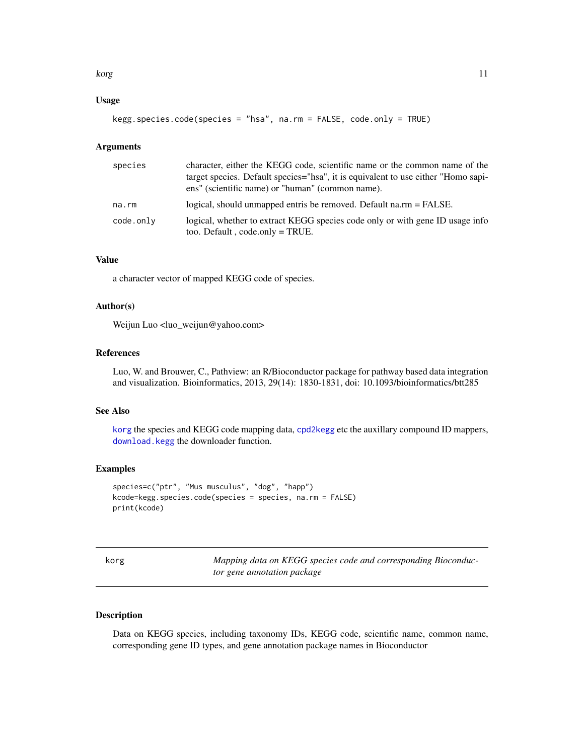### Usage

```
kegg.species.code(species = "hsa", na.rm = FALSE, code.only = TRUE)
```

### Arguments

| | |
|---|---|
| species | character, either the KEGG code, scientific name or the common name of the target species. Default species="hsa", it is equivalent to use either "Homo sapiens" (scientific name) or "human" (common name). |
| na.rm | logical, should unmapped entris be removed. Default na.rm = FALSE. |
| code.only | logical, whether to extract KEGG species code only or with gene ID usage info too. Default , code.only = TRUE. |

### Value

a character vector of mapped KEGG code of species.

### Author(s)

Weijun Luo <luo_weijun@yahoo.com>

### References

Luo, W. and Brouwer, C., Pathview: an R/Bioconductor package for pathway based data integration and visualization. Bioinformatics, 2013, 29(14): 1830-1831, doi: 10.1093/bioinformatics/btt285

### See Also

`korg` the species and KEGG code mapping data, `cpd2kegg` etc the auxillary compound ID mappers, `download.kegg` the downloader function.

### Examples

```
species=c("ptr", "Mus musculus", "dog", "happ")
kcode=kegg.species.code(species = species, na.rm = FALSE)
print(kcode)
```

---

## korg — *Mapping data on KEGG species code and corresponding Bioconductor gene annotation package*

---

### Description

Data on KEGG species, including taxonomy IDs, KEGG code, scientific name, common name, corresponding gene ID types, and gene annotation package names in Bioconductor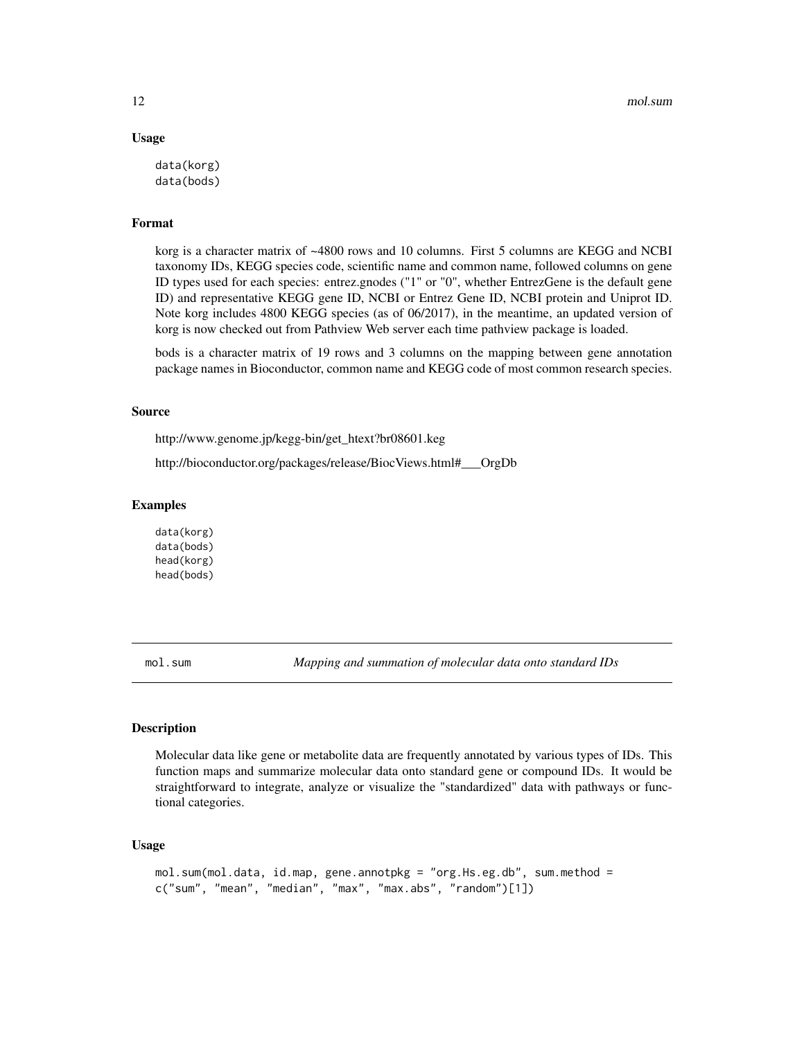### Usage

```
data(korg)
data(bods)
```

### Format

korg is a character matrix of ~4800 rows and 10 columns. First 5 columns are KEGG and NCBI taxonomy IDs, KEGG species code, scientific name and common name, followed columns on gene ID types used for each species: entrez.gnodes ("1" or "0", whether EntrezGene is the default gene ID) and representative KEGG gene ID, NCBI or Entrez Gene ID, NCBI protein and Uniprot ID. Note korg includes 4800 KEGG species (as of 06/2017), in the meantime, an updated version of korg is now checked out from Pathview Web server each time pathview package is loaded.

bods is a character matrix of 19 rows and 3 columns on the mapping between gene annotation package names in Bioconductor, common name and KEGG code of most common research species.

### Source

http://www.genome.jp/kegg-bin/get_htext?br08601.keg

http://bioconductor.org/packages/release/BiocViews.html#___OrgDb

### Examples

```
data(korg)
data(bods)
head(korg)
head(bods)
```

---

## mol.sum *Mapping and summation of molecular data onto standard IDs*

### Description

Molecular data like gene or metabolite data are frequently annotated by various types of IDs. This function maps and summarize molecular data onto standard gene or compound IDs. It would be straightforward to integrate, analyze or visualize the "standardized" data with pathways or functional categories.

### Usage

```
mol.sum(mol.data, id.map, gene.annotpkg = "org.Hs.eg.db", sum.method =
c("sum", "mean", "median", "max", "max.abs", "random")[1])
```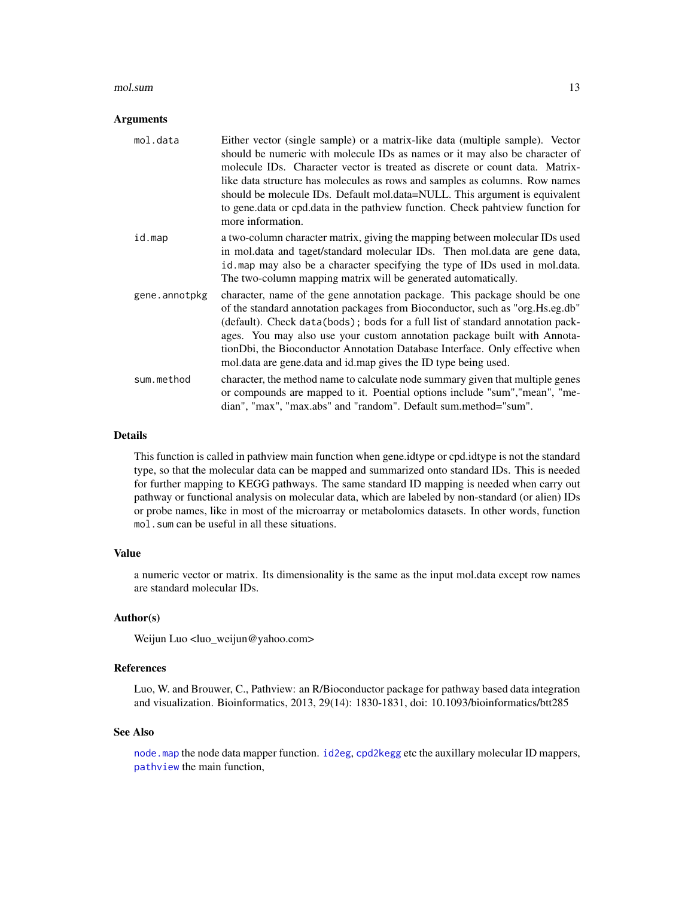### Arguments

- **mol.data**: Either vector (single sample) or a matrix-like data (multiple sample). Vector should be numeric with molecule IDs as names or it may also be character of molecule IDs. Character vector is treated as discrete or count data. Matrix-like data structure has molecules as rows and samples as columns. Row names should be molecule IDs. Default mol.data=NULL. This argument is equivalent to gene.data or cpd.data in the pathview function. Check pahtview function for more information.
- **id.map**: a two-column character matrix, giving the mapping between molecular IDs used in mol.data and taget/standard molecular IDs. Then mol.data are gene data, `id.map` may also be a character specifying the type of IDs used in mol.data. The two-column mapping matrix will be generated automatically.
- **gene.annotpkg**: character, name of the gene annotation package. This package should be one of the standard annotation packages from Bioconductor, such as "org.Hs.eg.db" (default). Check `data(bods); bods` for a full list of standard annotation packages. You may also use your custom annotation package built with AnnotationDbi, the Bioconductor Annotation Database Interface. Only effective when mol.data are gene.data and id.map gives the ID type being used.
- **sum.method**: character, the method name to calculate node summary given that multiple genes or compounds are mapped to it. Poential options include "sum","mean", "median", "max", "max.abs" and "random". Default sum.method="sum".

### Details

This function is called in pathview main function when gene.idtype or cpd.idtype is not the standard type, so that the molecular data can be mapped and summarized onto standard IDs. This is needed for further mapping to KEGG pathways. The same standard ID mapping is needed when carry out pathway or functional analysis on molecular data, which are labeled by non-standard (or alien) IDs or probe names, like in most of the microarray or metabolomics datasets. In other words, function `mol.sum` can be useful in all these situations.

### Value

a numeric vector or matrix. Its dimensionality is the same as the input mol.data except row names are standard molecular IDs.

### Author(s)

Weijun Luo <luo_weijun@yahoo.com>

### References

Luo, W. and Brouwer, C., Pathview: an R/Bioconductor package for pathway based data integration and visualization. Bioinformatics, 2013, 29(14): 1830-1831, doi: 10.1093/bioinformatics/btt285

### See Also

`node.map` the node data mapper function. `id2eg`, `cpd2kegg` etc the auxillary molecular ID mappers, `pathview` the main function,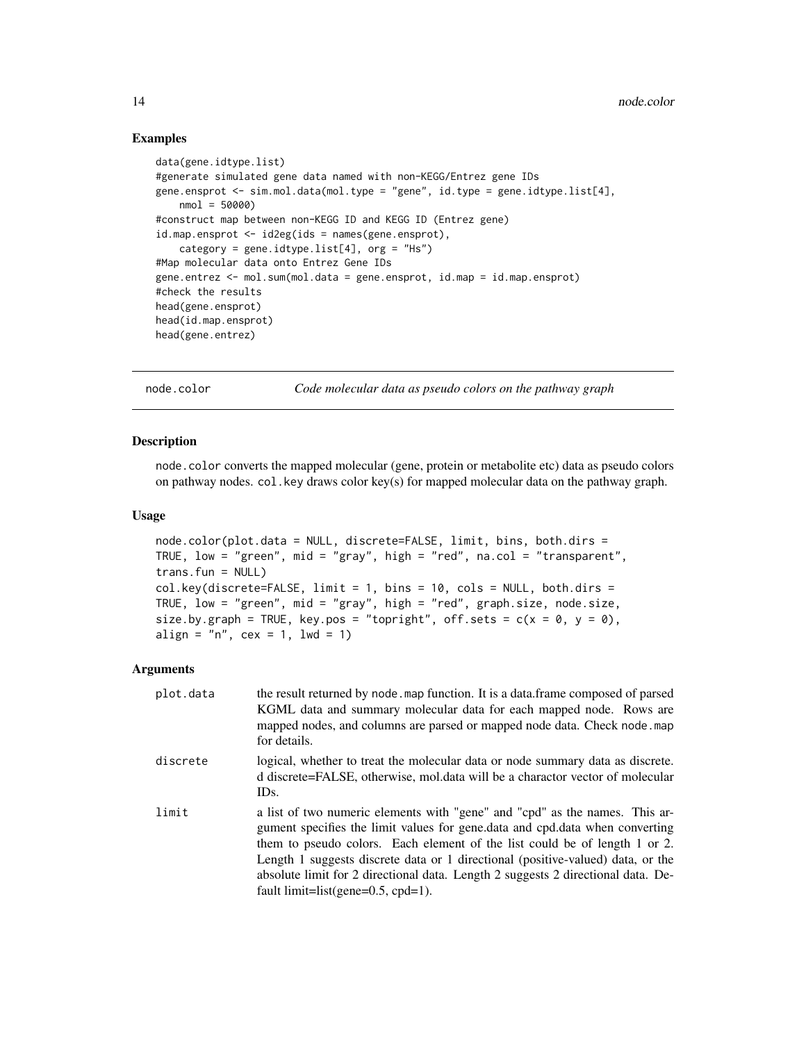## Examples

```
data(gene.idtype.list)
#generate simulated gene data named with non-KEGG/Entrez gene IDs
gene.ensprot <- sim.mol.data(mol.type = "gene", id.type = gene.idtype.list[4],
    nmol = 50000)
#construct map between non-KEGG ID and KEGG ID (Entrez gene)
id.map.ensprot <- id2eg(ids = names(gene.ensprot),
    category = gene.idtype.list[4], org = "Hs")
#Map molecular data onto Entrez Gene IDs
gene.entrez <- mol.sum(mol.data = gene.ensprot, id.map = id.map.ensprot)
#check the results
head(gene.ensprot)
head(id.map.ensprot)
head(gene.entrez)
```

---

`node.color` *Code molecular data as pseudo colors on the pathway graph*

---

## Description

`node.color` converts the mapped molecular (gene, protein or metabolite etc) data as pseudo colors on pathway nodes. `col.key` draws color key(s) for mapped molecular data on the pathway graph.

## Usage

```
node.color(plot.data = NULL, discrete=FALSE, limit, bins, both.dirs =
TRUE, low = "green", mid = "gray", high = "red", na.col = "transparent",
trans.fun = NULL)
col.key(discrete=FALSE, limit = 1, bins = 10, cols = NULL, both.dirs =
TRUE, low = "green", mid = "gray", high = "red", graph.size, node.size,
size.by.graph = TRUE, key.pos = "topright", off.sets = c(x = 0, y = 0),
align = "n", cex = 1, lwd = 1)
```

## Arguments

| | |
|---|---|
| `plot.data` | the result returned by `node.map` function. It is a data.frame composed of parsed KGML data and summary molecular data for each mapped node. Rows are mapped nodes, and columns are parsed or mapped node data. Check `node.map` for details. |
| `discrete` | logical, whether to treat the molecular data or node summary data as discrete. d discrete=FALSE, otherwise, mol.data will be a charactor vector of molecular IDs. |
| `limit` | a list of two numeric elements with "gene" and "cpd" as the names. This argument specifies the limit values for gene.data and cpd.data when converting them to pseudo colors. Each element of the list could be of length 1 or 2. Length 1 suggests discrete data or 1 directional (positive-valued) data, or the absolute limit for 2 directional data. Length 2 suggests 2 directional data. Default limit=list(gene=0.5, cpd=1). |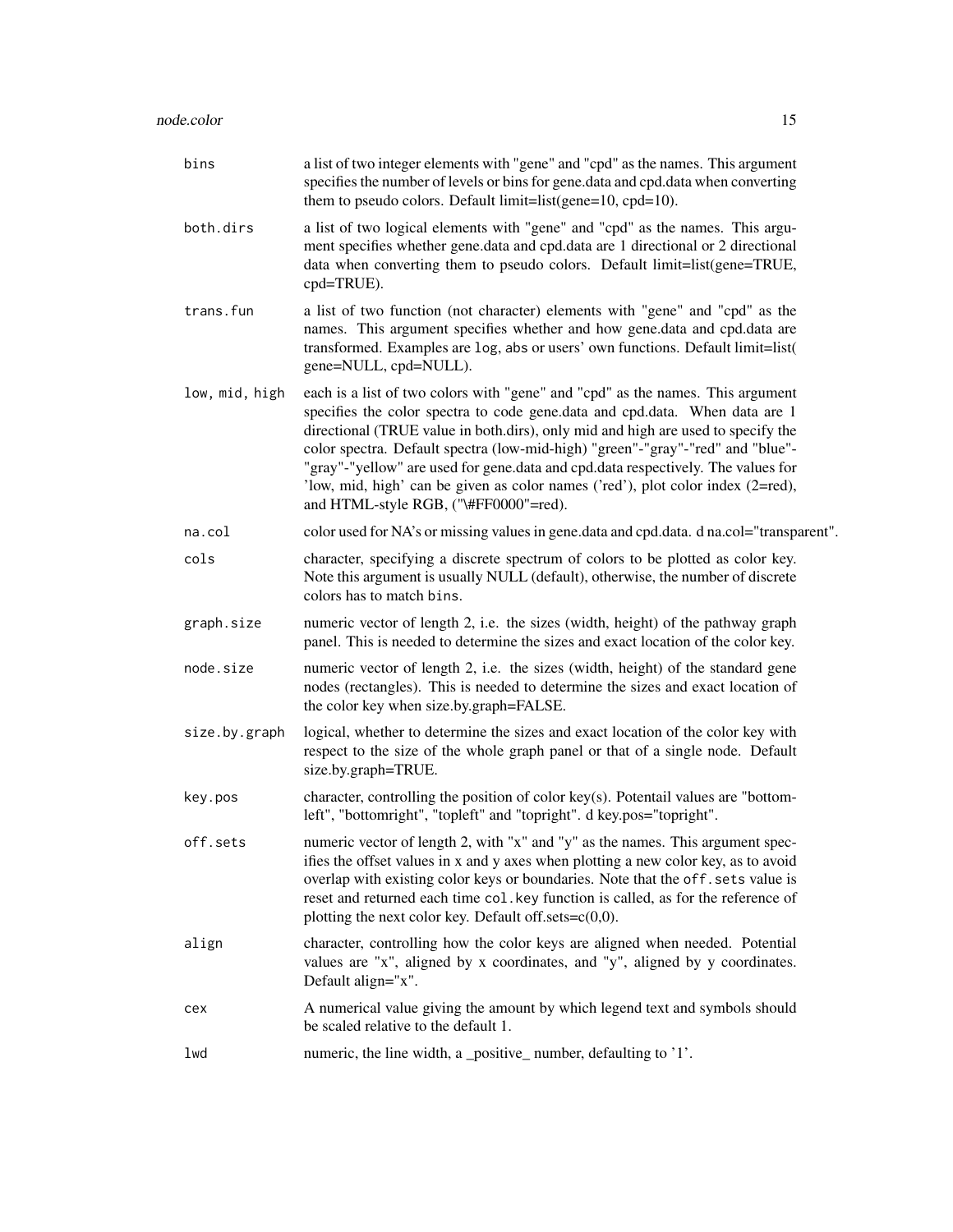| | |
|---|---|
| `bins` | a list of two integer elements with "gene" and "cpd" as the names. This argument specifies the number of levels or bins for gene.data and cpd.data when converting them to pseudo colors. Default limit=list(gene=10, cpd=10). |
| `both.dirs` | a list of two logical elements with "gene" and "cpd" as the names. This argument specifies whether gene.data and cpd.data are 1 directional or 2 directional data when converting them to pseudo colors. Default limit=list(gene=TRUE, cpd=TRUE). |
| `trans.fun` | a list of two function (not character) elements with "gene" and "cpd" as the names. This argument specifies whether and how gene.data and cpd.data are transformed. Examples are `log`, `abs` or users' own functions. Default limit=list( gene=NULL, cpd=NULL). |
| `low, mid, high` | each is a list of two colors with "gene" and "cpd" as the names. This argument specifies the color spectra to code gene.data and cpd.data. When data are 1 directional (TRUE value in both.dirs), only mid and high are used to specify the color spectra. Default spectra (low-mid-high) "green"-"gray"-"red" and "blue"-"gray"-"yellow" are used for gene.data and cpd.data respectively. The values for 'low, mid, high' can be given as color names ('red'), plot color index (2=red), and HTML-style RGB, ("\#FF0000"=red). |
| `na.col` | color used for NA's or missing values in gene.data and cpd.data. d na.col="transparent". |
| `cols` | character, specifying a discrete spectrum of colors to be plotted as color key. Note this argument is usually NULL (default), otherwise, the number of discrete colors has to match `bins`. |
| `graph.size` | numeric vector of length 2, i.e. the sizes (width, height) of the pathway graph panel. This is needed to determine the sizes and exact location of the color key. |
| `node.size` | numeric vector of length 2, i.e. the sizes (width, height) of the standard gene nodes (rectangles). This is needed to determine the sizes and exact location of the color key when size.by.graph=FALSE. |
| `size.by.graph` | logical, whether to determine the sizes and exact location of the color key with respect to the size of the whole graph panel or that of a single node. Default size.by.graph=TRUE. |
| `key.pos` | character, controlling the position of color key(s). Potentail values are "bottomleft", "bottomright", "topleft" and "topright". d key.pos="topright". |
| `off.sets` | numeric vector of length 2, with "x" and "y" as the names. This argument specifies the offset values in x and y axes when plotting a new color key, as to avoid overlap with existing color keys or boundaries. Note that the `off.sets` value is reset and returned each time `col.key` function is called, as for the reference of plotting the next color key. Default off.sets=c(0,0). |
| `align` | character, controlling how the color keys are aligned when needed. Potential values are "x", aligned by x coordinates, and "y", aligned by y coordinates. Default align="x". |
| `cex` | A numerical value giving the amount by which legend text and symbols should be scaled relative to the default 1. |
| `lwd` | numeric, the line width, a _positive_ number, defaulting to '1'. |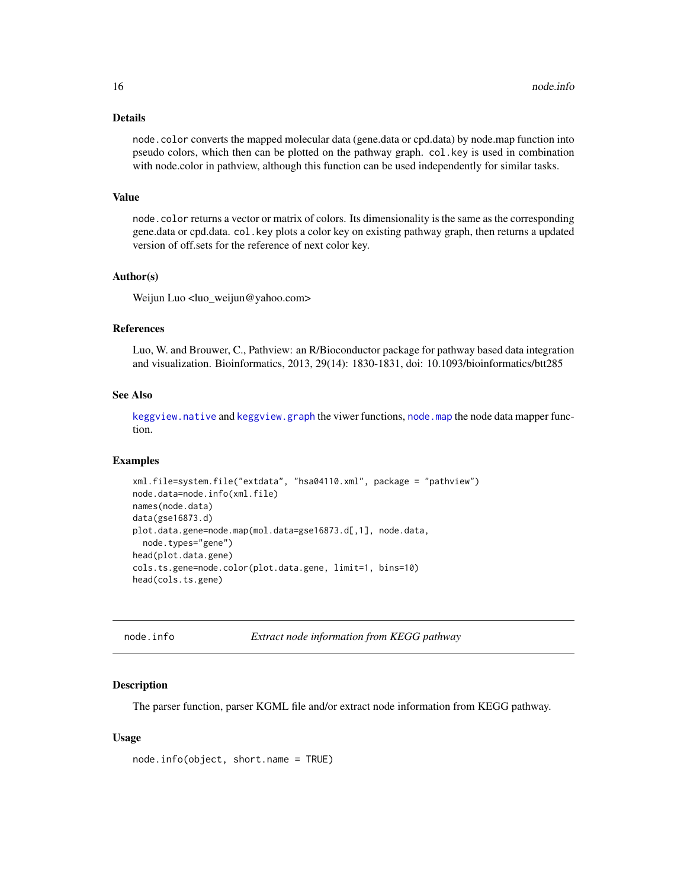### Details

`node.color` converts the mapped molecular data (gene.data or cpd.data) by node.map function into pseudo colors, which then can be plotted on the pathway graph. `col.key` is used in combination with node.color in pathview, although this function can be used independently for similar tasks.

### Value

`node.color` returns a vector or matrix of colors. Its dimensionality is the same as the corresponding gene.data or cpd.data. `col.key` plots a color key on existing pathway graph, then returns a updated version of off.sets for the reference of next color key.

### Author(s)

Weijun Luo <luo_weijun@yahoo.com>

### References

Luo, W. and Brouwer, C., Pathview: an R/Bioconductor package for pathway based data integration and visualization. Bioinformatics, 2013, 29(14): 1830-1831, doi: 10.1093/bioinformatics/btt285

### See Also

`keggview.native` and `keggview.graph` the viwer functions, `node.map` the node data mapper function.

### Examples

```
xml.file=system.file("extdata", "hsa04110.xml", package = "pathview")
node.data=node.info(xml.file)
names(node.data)
data(gse16873.d)
plot.data.gene=node.map(mol.data=gse16873.d[,1], node.data,
  node.types="gene")
head(plot.data.gene)
cols.ts.gene=node.color(plot.data.gene, limit=1, bins=10)
head(cols.ts.gene)
```

---

## node.info — *Extract node information from KEGG pathway*

### Description

The parser function, parser KGML file and/or extract node information from KEGG pathway.

### Usage

```
node.info(object, short.name = TRUE)
```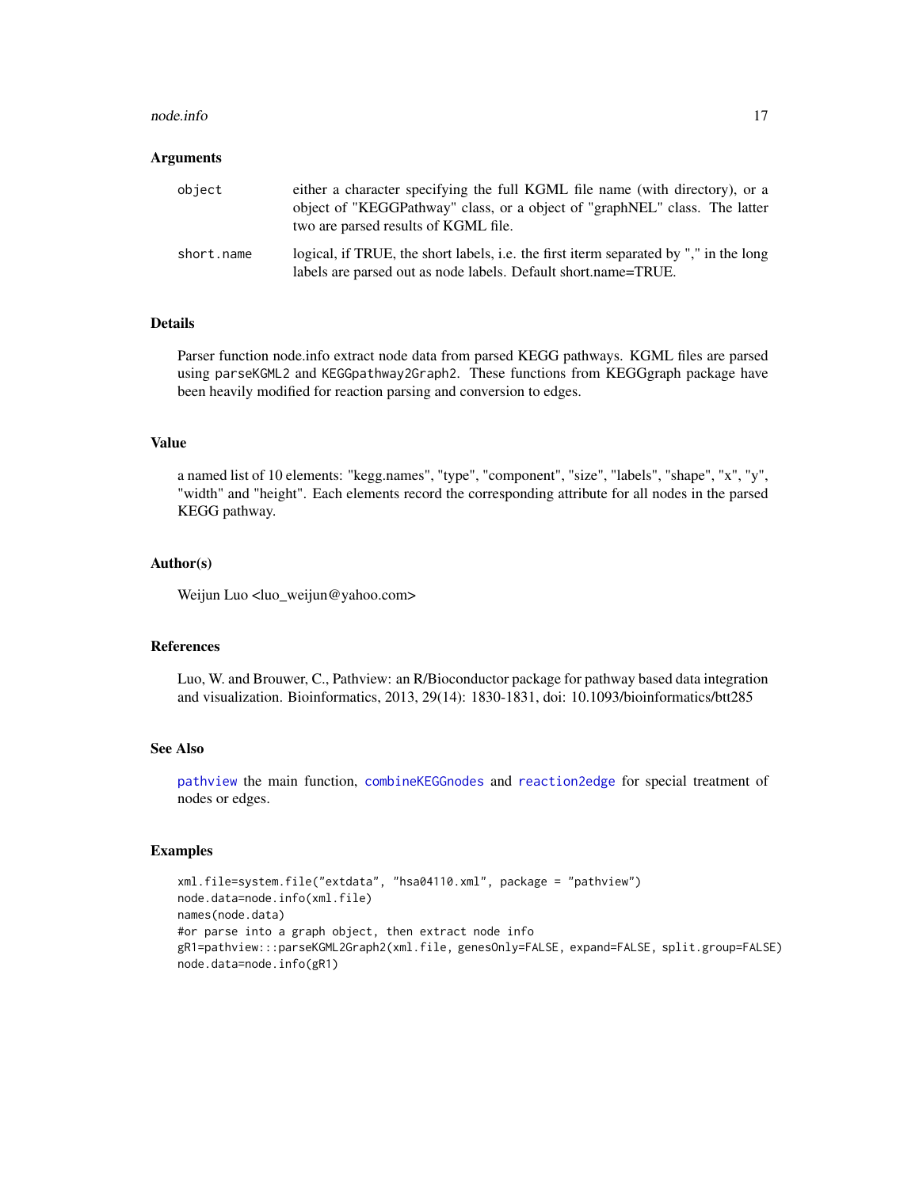### Arguments

| | |
|---|---|
| object | either a character specifying the full KGML file name (with directory), or a object of "KEGGPathway" class, or a object of "graphNEL" class. The latter two are parsed results of KGML file. |
| short.name | logical, if TRUE, the short labels, i.e. the first iterm separated by "," in the long labels are parsed out as node labels. Default short.name=TRUE. |

### Details

Parser function node.info extract node data from parsed KEGG pathways. KGML files are parsed using `parseKGML2` and `KEGGpathway2Graph2`. These functions from KEGGgraph package have been heavily modified for reaction parsing and conversion to edges.

### Value

a named list of 10 elements: "kegg.names", "type", "component", "size", "labels", "shape", "x", "y", "width" and "height". Each elements record the corresponding attribute for all nodes in the parsed KEGG pathway.

### Author(s)

Weijun Luo <luo_weijun@yahoo.com>

### References

Luo, W. and Brouwer, C., Pathview: an R/Bioconductor package for pathway based data integration and visualization. Bioinformatics, 2013, 29(14): 1830-1831, doi: 10.1093/bioinformatics/btt285

### See Also

`pathview` the main function, `combineKEGGnodes` and `reaction2edge` for special treatment of nodes or edges.

### Examples

```
xml.file=system.file("extdata", "hsa04110.xml", package = "pathview")
node.data=node.info(xml.file)
names(node.data)
#or parse into a graph object, then extract node info
gR1=pathview:::parseKGML2Graph2(xml.file, genesOnly=FALSE, expand=FALSE, split.group=FALSE)
node.data=node.info(gR1)
```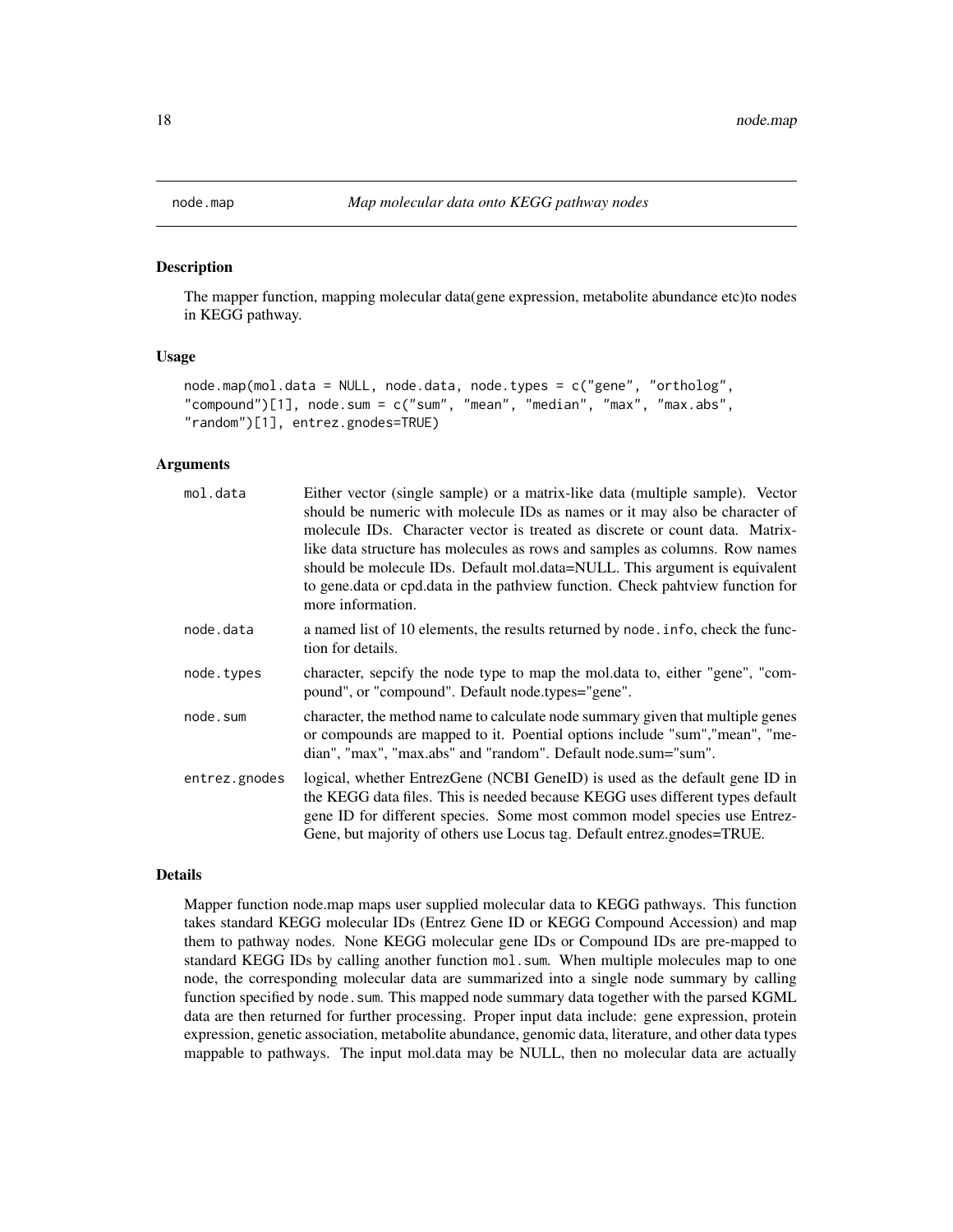node.map *Map molecular data onto KEGG pathway nodes*

## Description

The mapper function, mapping molecular data(gene expression, metabolite abundance etc)to nodes in KEGG pathway.

## Usage

```
node.map(mol.data = NULL, node.data, node.types = c("gene", "ortholog",
"compound")[1], node.sum = c("sum", "mean", "median", "max", "max.abs",
"random")[1], entrez.gnodes=TRUE)
```

## Arguments

| | |
|---|---|
| mol.data | Either vector (single sample) or a matrix-like data (multiple sample). Vector should be numeric with molecule IDs as names or it may also be character of molecule IDs. Character vector is treated as discrete or count data. Matrix-like data structure has molecules as rows and samples as columns. Row names should be molecule IDs. Default mol.data=NULL. This argument is equivalent to gene.data or cpd.data in the pathview function. Check pahtview function for more information. |
| node.data | a named list of 10 elements, the results returned by node.info, check the function for details. |
| node.types | character, sepcify the node type to map the mol.data to, either "gene", "compound", or "compound". Default node.types="gene". |
| node.sum | character, the method name to calculate node summary given that multiple genes or compounds are mapped to it. Poential options include "sum","mean", "median", "max", "max.abs" and "random". Default node.sum="sum". |
| entrez.gnodes | logical, whether EntrezGene (NCBI GeneID) is used as the default gene ID in the KEGG data files. This is needed because KEGG uses different types default gene ID for different species. Some most common model species use EntrezGene, but majority of others use Locus tag. Default entrez.gnodes=TRUE. |

## Details

Mapper function node.map maps user supplied molecular data to KEGG pathways. This function takes standard KEGG molecular IDs (Entrez Gene ID or KEGG Compound Accession) and map them to pathway nodes. None KEGG molecular gene IDs or Compound IDs are pre-mapped to standard KEGG IDs by calling another function mol.sum. When multiple molecules map to one node, the corresponding molecular data are summarized into a single node summary by calling function specified by node.sum. This mapped node summary data together with the parsed KGML data are then returned for further processing. Proper input data include: gene expression, protein expression, genetic association, metabolite abundance, genomic data, literature, and other data types mappable to pathways. The input mol.data may be NULL, then no molecular data are actually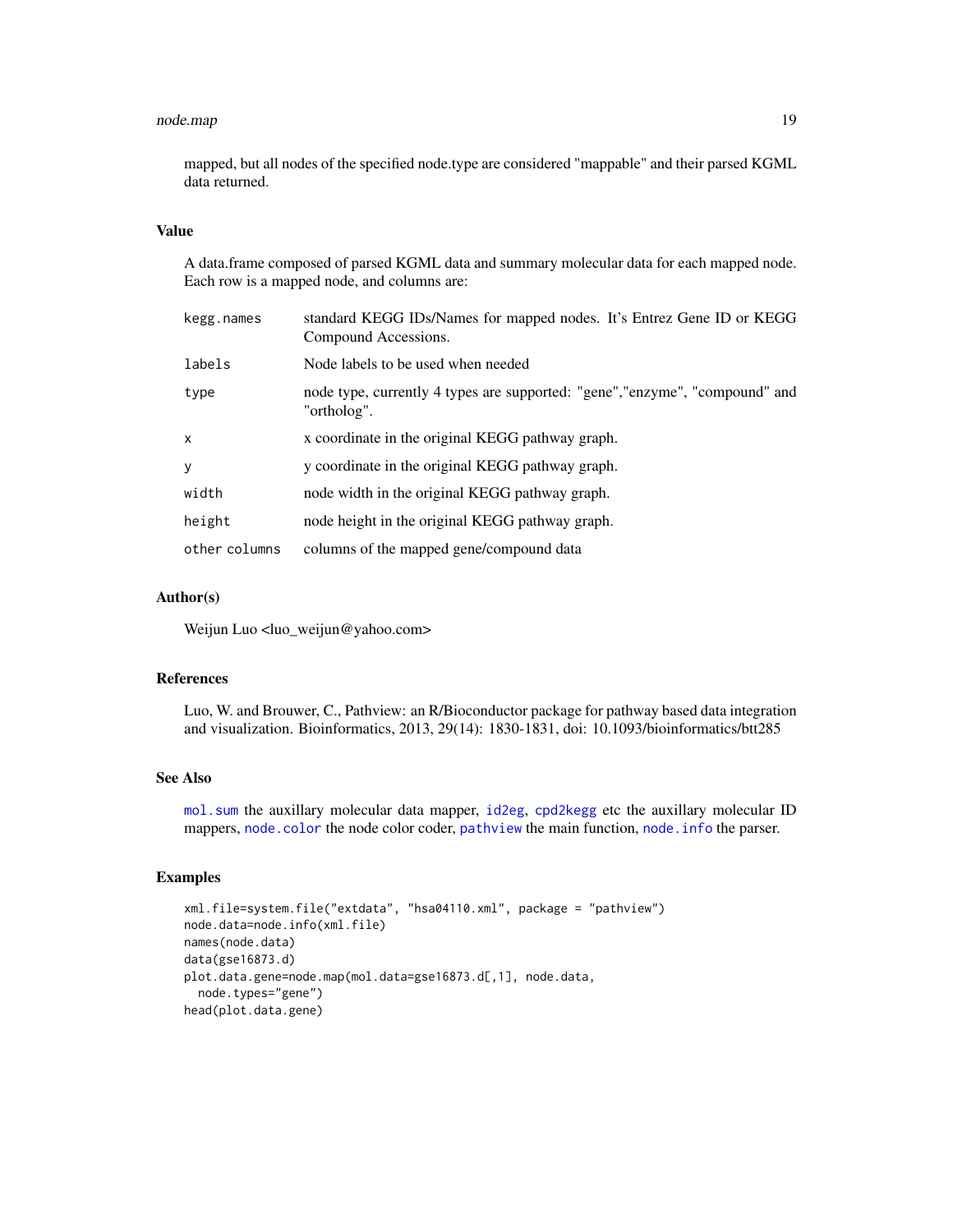mapped, but all nodes of the specified node.type are considered "mappable" and their parsed KGML data returned.

## Value

A data.frame composed of parsed KGML data and summary molecular data for each mapped node. Each row is a mapped node, and columns are:

| | |
|---|---|
| `kegg.names` | standard KEGG IDs/Names for mapped nodes. It's Entrez Gene ID or KEGG Compound Accessions. |
| `labels` | Node labels to be used when needed |
| `type` | node type, currently 4 types are supported: "gene","enzyme", "compound" and "ortholog". |
| `x` | x coordinate in the original KEGG pathway graph. |
| `y` | y coordinate in the original KEGG pathway graph. |
| `width` | node width in the original KEGG pathway graph. |
| `height` | node height in the original KEGG pathway graph. |
| `other columns` | columns of the mapped gene/compound data |

## Author(s)

Weijun Luo <luo_weijun@yahoo.com>

## References

Luo, W. and Brouwer, C., Pathview: an R/Bioconductor package for pathway based data integration and visualization. Bioinformatics, 2013, 29(14): 1830-1831, doi: 10.1093/bioinformatics/btt285

## See Also

`mol.sum` the auxillary molecular data mapper, `id2eg`, `cpd2kegg` etc the auxillary molecular ID mappers, `node.color` the node color coder, `pathview` the main function, `node.info` the parser.

## Examples

```
xml.file=system.file("extdata", "hsa04110.xml", package = "pathview")
node.data=node.info(xml.file)
names(node.data)
data(gse16873.d)
plot.data.gene=node.map(mol.data=gse16873.d[,1], node.data,
  node.types="gene")
head(plot.data.gene)
```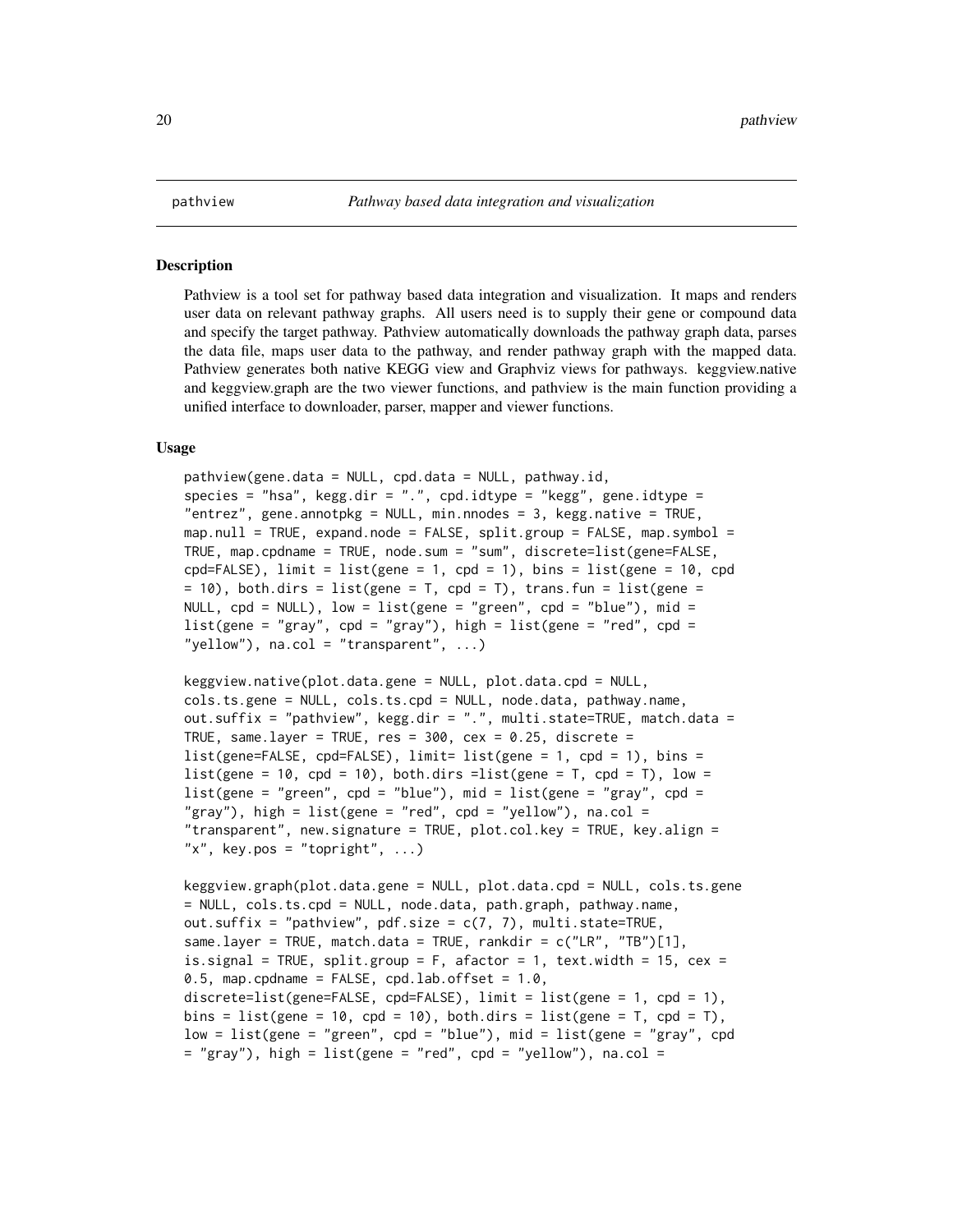pathview *Pathway based data integration and visualization*

## Description

Pathview is a tool set for pathway based data integration and visualization. It maps and renders user data on relevant pathway graphs. All users need is to supply their gene or compound data and specify the target pathway. Pathview automatically downloads the pathway graph data, parses the data file, maps user data to the pathway, and render pathway graph with the mapped data. Pathview generates both native KEGG view and Graphviz views for pathways. keggview.native and keggview.graph are the two viewer functions, and pathview is the main function providing a unified interface to downloader, parser, mapper and viewer functions.

## Usage

```
pathview(gene.data = NULL, cpd.data = NULL, pathway.id,
species = "hsa", kegg.dir = ".", cpd.idtype = "kegg", gene.idtype =
"entrez", gene.annotpkg = NULL, min.nnodes = 3, kegg.native = TRUE,
map.null = TRUE, expand.node = FALSE, split.group = FALSE, map.symbol =
TRUE, map.cpdname = TRUE, node.sum = "sum", discrete=list(gene=FALSE,
cpd=FALSE), limit = list(gene = 1, cpd = 1), bins = list(gene = 10, cpd
= 10), both.dirs = list(gene = T, cpd = T), trans.fun = list(gene =
NULL, cpd = NULL), low = list(gene = "green", cpd = "blue"), mid =
list(gene = "gray", cpd = "gray"), high = list(gene = "red", cpd =
"yellow"), na.col = "transparent", ...)

keggview.native(plot.data.gene = NULL, plot.data.cpd = NULL,
cols.ts.gene = NULL, cols.ts.cpd = NULL, node.data, pathway.name,
out.suffix = "pathview", kegg.dir = ".", multi.state=TRUE, match.data =
TRUE, same.layer = TRUE, res = 300, cex = 0.25, discrete =
list(gene=FALSE, cpd=FALSE), limit= list(gene = 1, cpd = 1), bins =
list(gene = 10, cpd = 10), both.dirs =list(gene = T, cpd = T), low =
list(gene = "green", cpd = "blue"), mid = list(gene = "gray", cpd =
"gray"), high = list(gene = "red", cpd = "yellow"), na.col =
"transparent", new.signature = TRUE, plot.col.key = TRUE, key.align =
"x", key.pos = "topright", ...)

keggview.graph(plot.data.gene = NULL, plot.data.cpd = NULL, cols.ts.gene
= NULL, cols.ts.cpd = NULL, node.data, path.graph, pathway.name,
out.suffix = "pathview", pdf.size = c(7, 7), multi.state=TRUE,
same.layer = TRUE, match.data = TRUE, rankdir = c("LR", "TB")[1],
is.signal = TRUE, split.group = F, afactor = 1, text.width = 15, cex =
0.5, map.cpdname = FALSE, cpd.lab.offset = 1.0,
discrete=list(gene=FALSE, cpd=FALSE), limit = list(gene = 1, cpd = 1),
bins = list(gene = 10, cpd = 10), both.dirs = list(gene = T, cpd = T),
low = list(gene = "green", cpd = "blue"), mid = list(gene = "gray", cpd
= "gray"), high = list(gene = "red", cpd = "yellow"), na.col =
```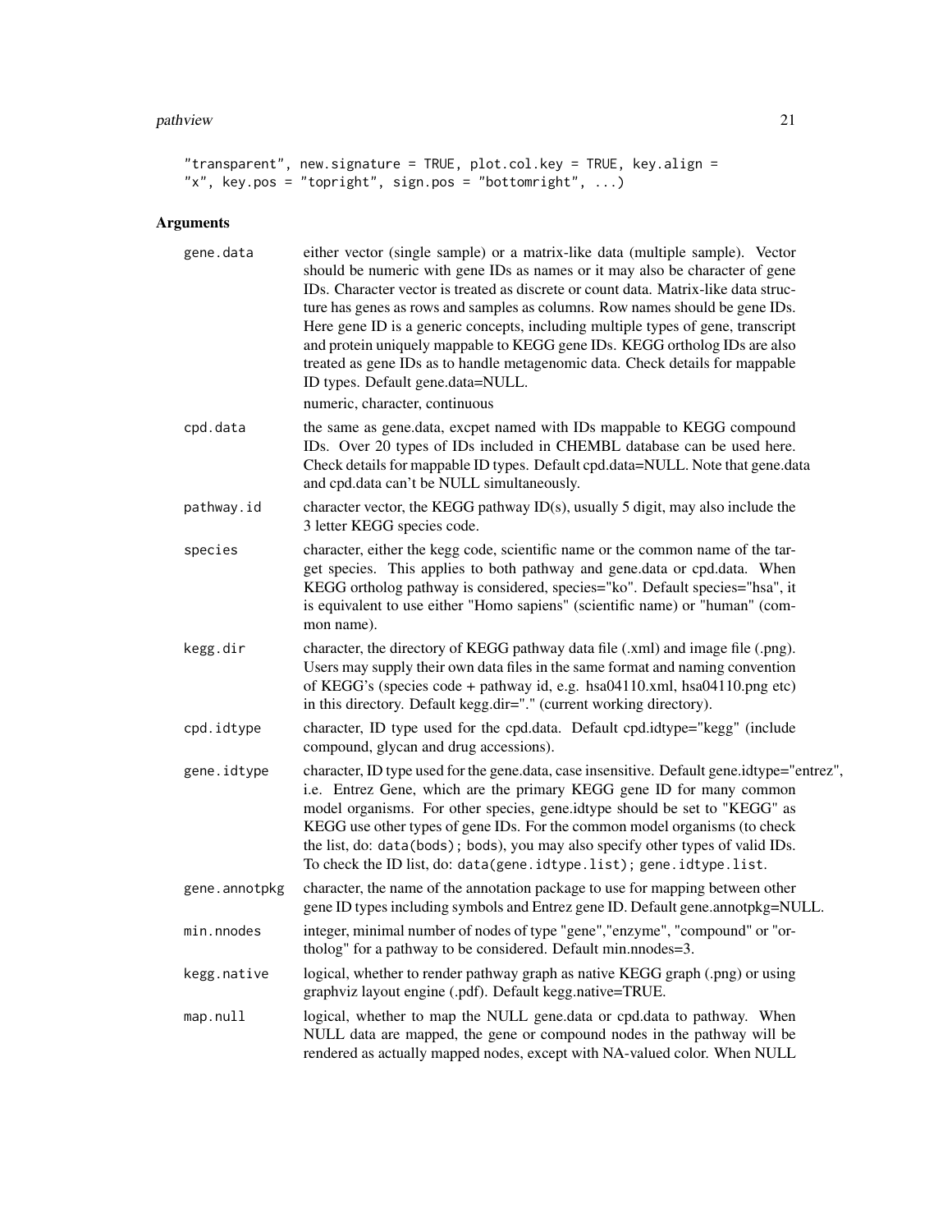```
"transparent", new.signature = TRUE, plot.col.key = TRUE, key.align =
"x", key.pos = "topright", sign.pos = "bottomright", ...)
```

## Arguments

`gene.data` either vector (single sample) or a matrix-like data (multiple sample). Vector should be numeric with gene IDs as names or it may also be character of gene IDs. Character vector is treated as discrete or count data. Matrix-like data structure has genes as rows and samples as columns. Row names should be gene IDs. Here gene ID is a generic concepts, including multiple types of gene, transcript and protein uniquely mappable to KEGG gene IDs. KEGG ortholog IDs are also treated as gene IDs as to handle metagenomic data. Check details for mappable ID types. Default gene.data=NULL.

numeric, character, continuous

`cpd.data` the same as gene.data, excpet named with IDs mappable to KEGG compound IDs. Over 20 types of IDs included in CHEMBL database can be used here. Check details for mappable ID types. Default cpd.data=NULL. Note that gene.data and cpd.data can't be NULL simultaneously.

`pathway.id` character vector, the KEGG pathway ID(s), usually 5 digit, may also include the 3 letter KEGG species code.

`species` character, either the kegg code, scientific name or the common name of the target species. This applies to both pathway and gene.data or cpd.data. When KEGG ortholog pathway is considered, species="ko". Default species="hsa", it is equivalent to use either "Homo sapiens" (scientific name) or "human" (common name).

`kegg.dir` character, the directory of KEGG pathway data file (.xml) and image file (.png). Users may supply their own data files in the same format and naming convention of KEGG's (species code + pathway id, e.g. hsa04110.xml, hsa04110.png etc) in this directory. Default kegg.dir="." (current working directory).

`cpd.idtype` character, ID type used for the cpd.data. Default cpd.idtype="kegg" (include compound, glycan and drug accessions).

`gene.idtype` character, ID type used for the gene.data, case insensitive. Default gene.idtype="entrez", i.e. Entrez Gene, which are the primary KEGG gene ID for many common model organisms. For other species, gene.idtype should be set to "KEGG" as KEGG use other types of gene IDs. For the common model organisms (to check the list, do: `data(bods); bods`), you may also specify other types of valid IDs. To check the ID list, do: `data(gene.idtype.list); gene.idtype.list`.

`gene.annotpkg` character, the name of the annotation package to use for mapping between other gene ID types including symbols and Entrez gene ID. Default gene.annotpkg=NULL.

`min.nnodes` integer, minimal number of nodes of type "gene","enzyme", "compound" or "ortholog" for a pathway to be considered. Default min.nnodes=3.

`kegg.native` logical, whether to render pathway graph as native KEGG graph (.png) or using graphviz layout engine (.pdf). Default kegg.native=TRUE.

`map.null` logical, whether to map the NULL gene.data or cpd.data to pathway. When NULL data are mapped, the gene or compound nodes in the pathway will be rendered as actually mapped nodes, except with NA-valued color. When NULL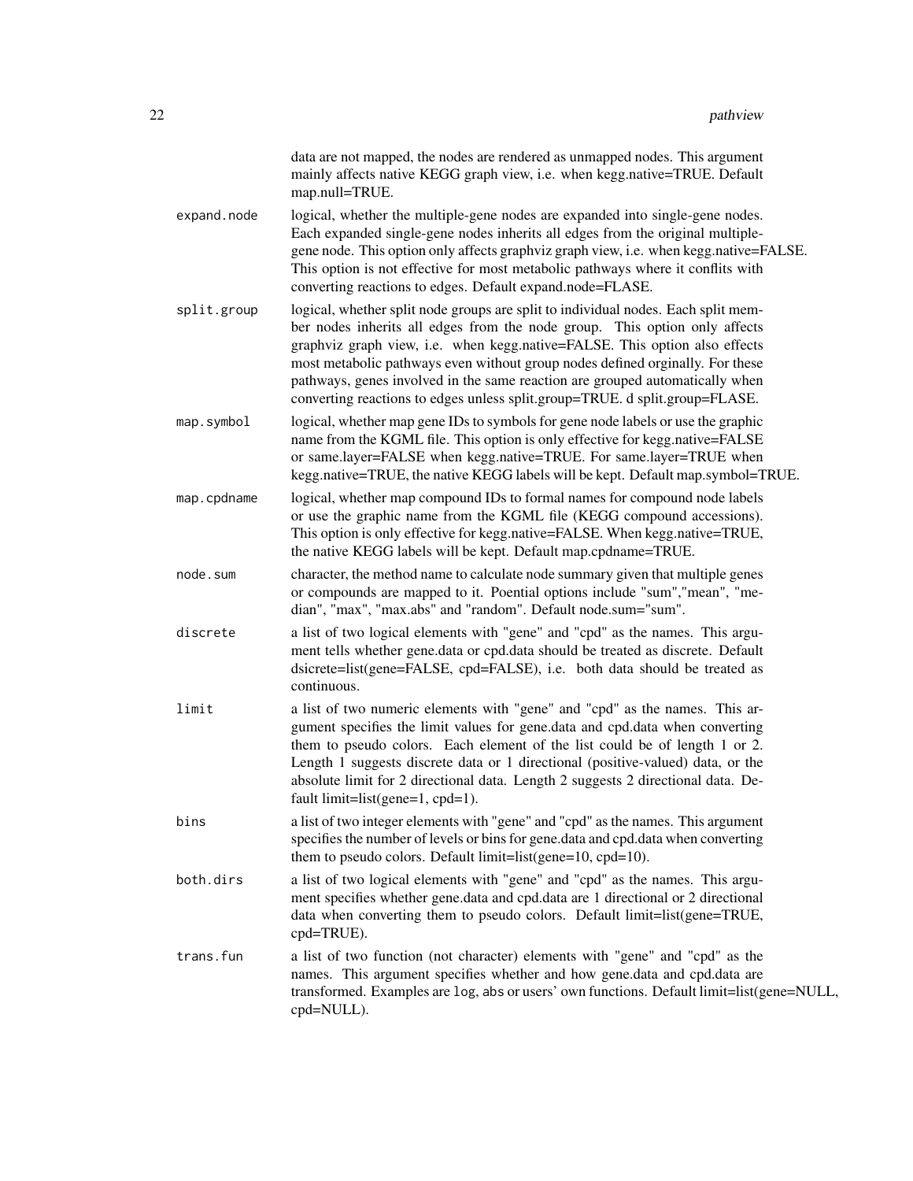data are not mapped, the nodes are rendered as unmapped nodes. This argument mainly affects native KEGG graph view, i.e. when kegg.native=TRUE. Default map.null=TRUE.

| | |
|---|---|
| `expand.node` | logical, whether the multiple-gene nodes are expanded into single-gene nodes. Each expanded single-gene nodes inherits all edges from the original multiple-gene node. This option only affects graphviz graph view, i.e. when kegg.native=FALSE. This option is not effective for most metabolic pathways where it conflits with converting reactions to edges. Default expand.node=FLASE. |
| `split.group` | logical, whether split node groups are split to individual nodes. Each split member nodes inherits all edges from the node group. This option only affects graphviz graph view, i.e. when kegg.native=FALSE. This option also effects most metabolic pathways even without group nodes defined orginally. For these pathways, genes involved in the same reaction are grouped automatically when converting reactions to edges unless split.group=TRUE. d split.group=FLASE. |
| `map.symbol` | logical, whether map gene IDs to symbols for gene node labels or use the graphic name from the KGML file. This option is only effective for kegg.native=FALSE or same.layer=FALSE when kegg.native=TRUE. For same.layer=TRUE when kegg.native=TRUE, the native KEGG labels will be kept. Default map.symbol=TRUE. |
| `map.cpdname` | logical, whether map compound IDs to formal names for compound node labels or use the graphic name from the KGML file (KEGG compound accessions). This option is only effective for kegg.native=FALSE. When kegg.native=TRUE, the native KEGG labels will be kept. Default map.cpdname=TRUE. |
| `node.sum` | character, the method name to calculate node summary given that multiple genes or compounds are mapped to it. Poential options include "sum","mean", "median", "max", "max.abs" and "random". Default node.sum="sum". |
| `discrete` | a list of two logical elements with "gene" and "cpd" as the names. This argument tells whether gene.data or cpd.data should be treated as discrete. Default dsicrete=list(gene=FALSE, cpd=FALSE), i.e. both data should be treated as continuous. |
| `limit` | a list of two numeric elements with "gene" and "cpd" as the names. This argument specifies the limit values for gene.data and cpd.data when converting them to pseudo colors. Each element of the list could be of length 1 or 2. Length 1 suggests discrete data or 1 directional (positive-valued) data, or the absolute limit for 2 directional data. Length 2 suggests 2 directional data. Default limit=list(gene=1, cpd=1). |
| `bins` | a list of two integer elements with "gene" and "cpd" as the names. This argument specifies the number of levels or bins for gene.data and cpd.data when converting them to pseudo colors. Default limit=list(gene=10, cpd=10). |
| `both.dirs` | a list of two logical elements with "gene" and "cpd" as the names. This argument specifies whether gene.data and cpd.data are 1 directional or 2 directional data when converting them to pseudo colors. Default limit=list(gene=TRUE, cpd=TRUE). |
| `trans.fun` | a list of two function (not character) elements with "gene" and "cpd" as the names. This argument specifies whether and how gene.data and cpd.data are transformed. Examples are `log`, `abs` or users' own functions. Default limit=list(gene=NULL, cpd=NULL). |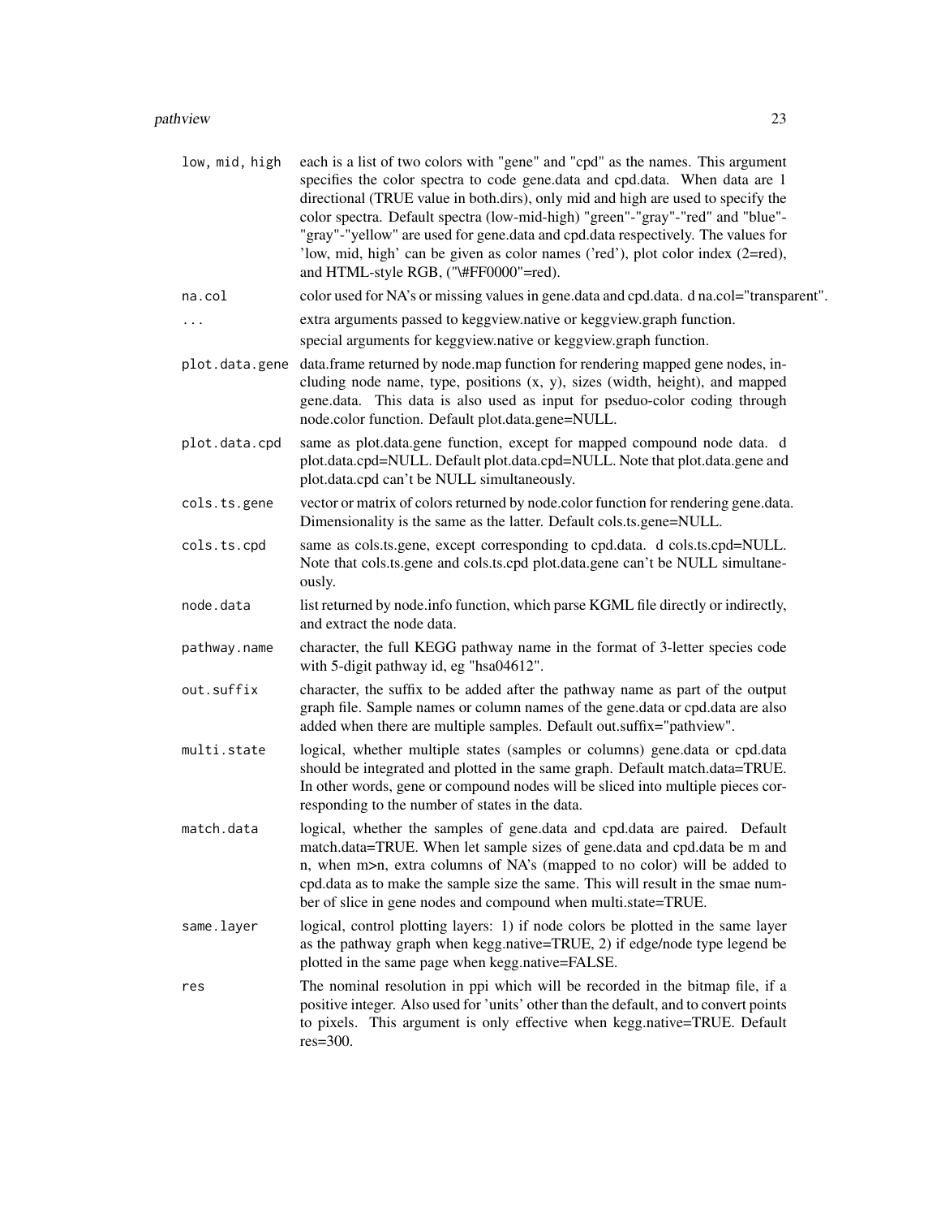| | |
|---|---|
| `low, mid, high` | each is a list of two colors with "gene" and "cpd" as the names. This argument specifies the color spectra to code gene.data and cpd.data. When data are 1 directional (TRUE value in both.dirs), only mid and high are used to specify the color spectra. Default spectra (low-mid-high) "green"-"gray"-"red" and "blue"-"gray"-"yellow" are used for gene.data and cpd.data respectively. The values for 'low, mid, high' can be given as color names ('red'), plot color index (2=red), and HTML-style RGB, ("\#FF0000"=red). |
| `na.col` | color used for NA's or missing values in gene.data and cpd.data. d na.col="transparent". |
| `...` | extra arguments passed to keggview.native or keggview.graph function. special arguments for keggview.native or keggview.graph function. |
| `plot.data.gene` | data.frame returned by node.map function for rendering mapped gene nodes, including node name, type, positions (x, y), sizes (width, height), and mapped gene.data. This data is also used as input for pseduo-color coding through node.color function. Default plot.data.gene=NULL. |
| `plot.data.cpd` | same as plot.data.gene function, except for mapped compound node data. d plot.data.cpd=NULL. Default plot.data.cpd=NULL. Note that plot.data.gene and plot.data.cpd can't be NULL simultaneously. |
| `cols.ts.gene` | vector or matrix of colors returned by node.color function for rendering gene.data. Dimensionality is the same as the latter. Default cols.ts.gene=NULL. |
| `cols.ts.cpd` | same as cols.ts.gene, except corresponding to cpd.data. d cols.ts.cpd=NULL. Note that cols.ts.gene and cols.ts.cpd plot.data.gene can't be NULL simultaneously. |
| `node.data` | list returned by node.info function, which parse KGML file directly or indirectly, and extract the node data. |
| `pathway.name` | character, the full KEGG pathway name in the format of 3-letter species code with 5-digit pathway id, eg "hsa04612". |
| `out.suffix` | character, the suffix to be added after the pathway name as part of the output graph file. Sample names or column names of the gene.data or cpd.data are also added when there are multiple samples. Default out.suffix="pathview". |
| `multi.state` | logical, whether multiple states (samples or columns) gene.data or cpd.data should be integrated and plotted in the same graph. Default match.data=TRUE. In other words, gene or compound nodes will be sliced into multiple pieces corresponding to the number of states in the data. |
| `match.data` | logical, whether the samples of gene.data and cpd.data are paired. Default match.data=TRUE. When let sample sizes of gene.data and cpd.data be m and n, when m>n, extra columns of NA's (mapped to no color) will be added to cpd.data as to make the sample size the same. This will result in the smae number of slice in gene nodes and compound when multi.state=TRUE. |
| `same.layer` | logical, control plotting layers: 1) if node colors be plotted in the same layer as the pathway graph when kegg.native=TRUE, 2) if edge/node type legend be plotted in the same page when kegg.native=FALSE. |
| `res` | The nominal resolution in ppi which will be recorded in the bitmap file, if a positive integer. Also used for 'units' other than the default, and to convert points to pixels. This argument is only effective when kegg.native=TRUE. Default res=300. |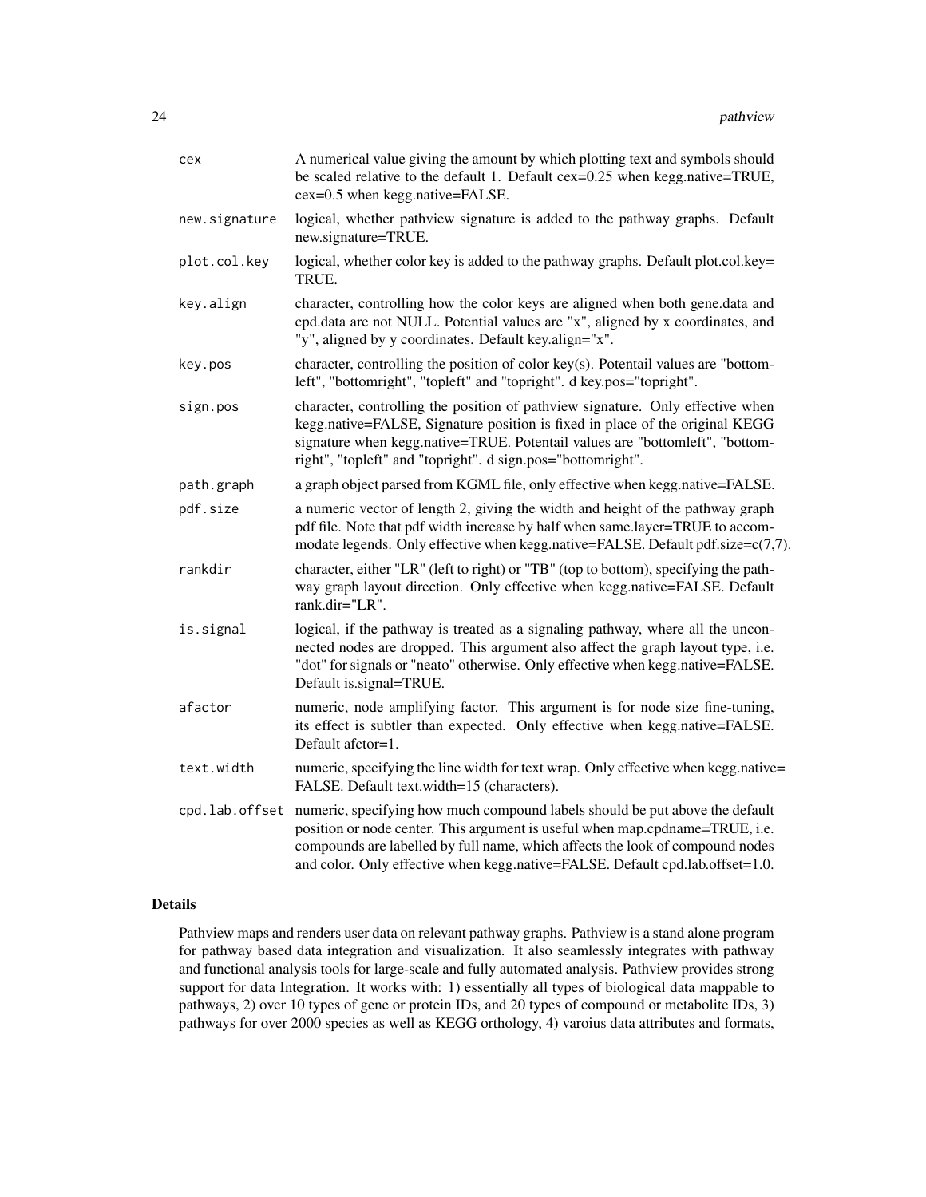| | |
|---|---|
| `cex` | A numerical value giving the amount by which plotting text and symbols should be scaled relative to the default 1. Default cex=0.25 when kegg.native=TRUE, cex=0.5 when kegg.native=FALSE. |
| `new.signature` | logical, whether pathview signature is added to the pathway graphs. Default new.signature=TRUE. |
| `plot.col.key` | logical, whether color key is added to the pathway graphs. Default plot.col.key= TRUE. |
| `key.align` | character, controlling how the color keys are aligned when both gene.data and cpd.data are not NULL. Potential values are "x", aligned by x coordinates, and "y", aligned by y coordinates. Default key.align="x". |
| `key.pos` | character, controlling the position of color key(s). Potentail values are "bottomleft", "bottomright", "topleft" and "topright". d key.pos="topright". |
| `sign.pos` | character, controlling the position of pathview signature. Only effective when kegg.native=FALSE, Signature position is fixed in place of the original KEGG signature when kegg.native=TRUE. Potentail values are "bottomleft", "bottomright", "topleft" and "topright". d sign.pos="bottomright". |
| `path.graph` | a graph object parsed from KGML file, only effective when kegg.native=FALSE. |
| `pdf.size` | a numeric vector of length 2, giving the width and height of the pathway graph pdf file. Note that pdf width increase by half when same.layer=TRUE to accommodate legends. Only effective when kegg.native=FALSE. Default pdf.size=c(7,7). |
| `rankdir` | character, either "LR" (left to right) or "TB" (top to bottom), specifying the pathway graph layout direction. Only effective when kegg.native=FALSE. Default rank.dir="LR". |
| `is.signal` | logical, if the pathway is treated as a signaling pathway, where all the unconnected nodes are dropped. This argument also affect the graph layout type, i.e. "dot" for signals or "neato" otherwise. Only effective when kegg.native=FALSE. Default is.signal=TRUE. |
| `afactor` | numeric, node amplifying factor. This argument is for node size fine-tuning, its effect is subtler than expected. Only effective when kegg.native=FALSE. Default afctor=1. |
| `text.width` | numeric, specifying the line width for text wrap. Only effective when kegg.native= FALSE. Default text.width=15 (characters). |
| `cpd.lab.offset` | numeric, specifying how much compound labels should be put above the default position or node center. This argument is useful when map.cpdname=TRUE, i.e. compounds are labelled by full name, which affects the look of compound nodes and color. Only effective when kegg.native=FALSE. Default cpd.lab.offset=1.0. |

## Details

Pathview maps and renders user data on relevant pathway graphs. Pathview is a stand alone program for pathway based data integration and visualization. It also seamlessly integrates with pathway and functional analysis tools for large-scale and fully automated analysis. Pathview provides strong support for data Integration. It works with: 1) essentially all types of biological data mappable to pathways, 2) over 10 types of gene or protein IDs, and 20 types of compound or metabolite IDs, 3) pathways for over 2000 species as well as KEGG orthology, 4) varoius data attributes and formats,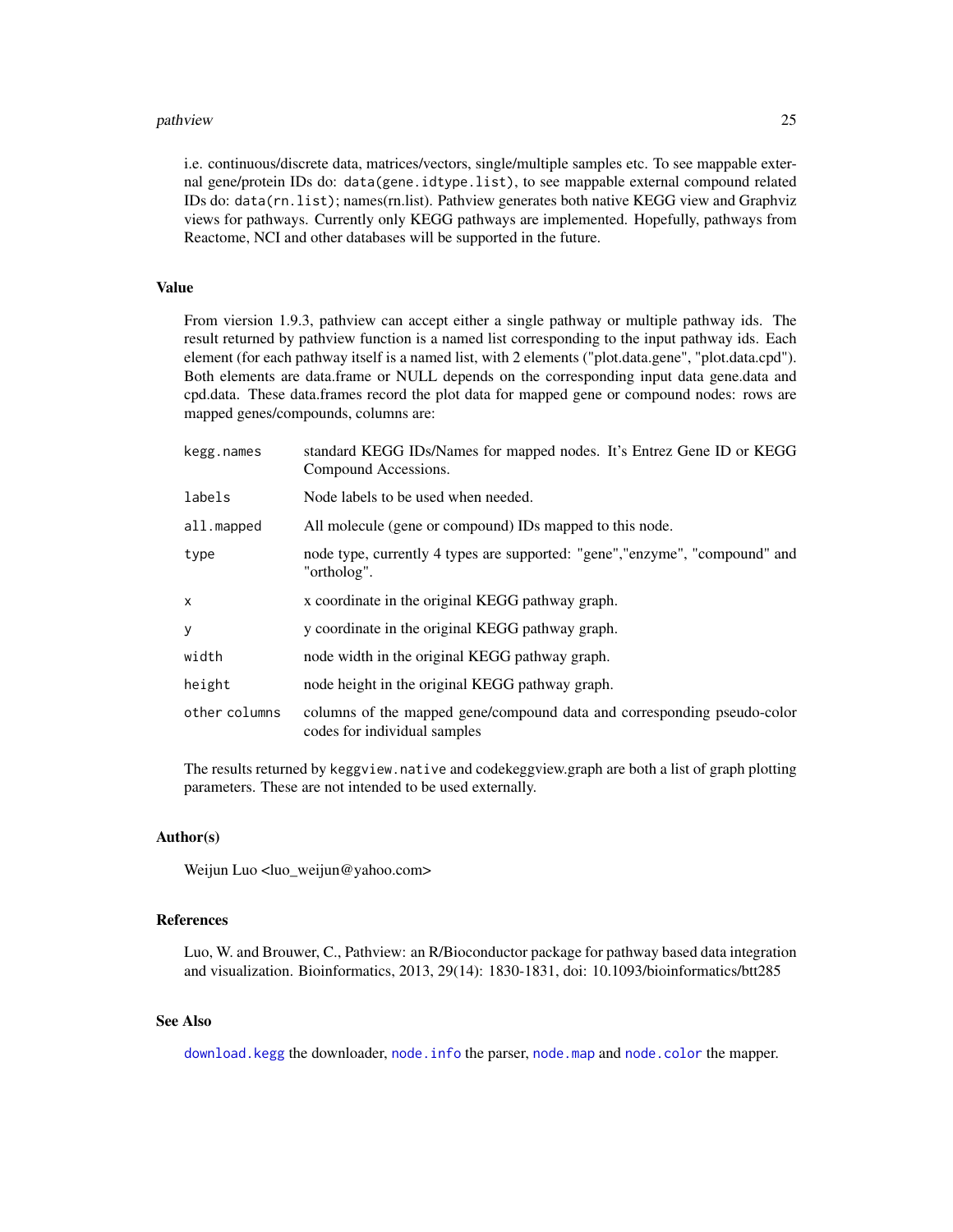i.e. continuous/discrete data, matrices/vectors, single/multiple samples etc. To see mappable external gene/protein IDs do: `data(gene.idtype.list)`, to see mappable external compound related IDs do: `data(rn.list)`; names(rn.list). Pathview generates both native KEGG view and Graphviz views for pathways. Currently only KEGG pathways are implemented. Hopefully, pathways from Reactome, NCI and other databases will be supported in the future.

## Value

From viersion 1.9.3, pathview can accept either a single pathway or multiple pathway ids. The result returned by pathview function is a named list corresponding to the input pathway ids. Each element (for each pathway itself is a named list, with 2 elements ("plot.data.gene", "plot.data.cpd"). Both elements are data.frame or NULL depends on the corresponding input data gene.data and cpd.data. These data.frames record the plot data for mapped gene or compound nodes: rows are mapped genes/compounds, columns are:

| | |
|---|---|
| `kegg.names` | standard KEGG IDs/Names for mapped nodes. It's Entrez Gene ID or KEGG Compound Accessions. |
| `labels` | Node labels to be used when needed. |
| `all.mapped` | All molecule (gene or compound) IDs mapped to this node. |
| `type` | node type, currently 4 types are supported: "gene","enzyme", "compound" and "ortholog". |
| `x` | x coordinate in the original KEGG pathway graph. |
| `y` | y coordinate in the original KEGG pathway graph. |
| `width` | node width in the original KEGG pathway graph. |
| `height` | node height in the original KEGG pathway graph. |
| `other columns` | columns of the mapped gene/compound data and corresponding pseudo-color codes for individual samples |

The results returned by `keggview.native` and codekeggview.graph are both a list of graph plotting parameters. These are not intended to be used externally.

## Author(s)

Weijun Luo <luo_weijun@yahoo.com>

## References

Luo, W. and Brouwer, C., Pathview: an R/Bioconductor package for pathway based data integration and visualization. Bioinformatics, 2013, 29(14): 1830-1831, doi: 10.1093/bioinformatics/btt285

## See Also

`download.kegg` the downloader, `node.info` the parser, `node.map` and `node.color` the mapper.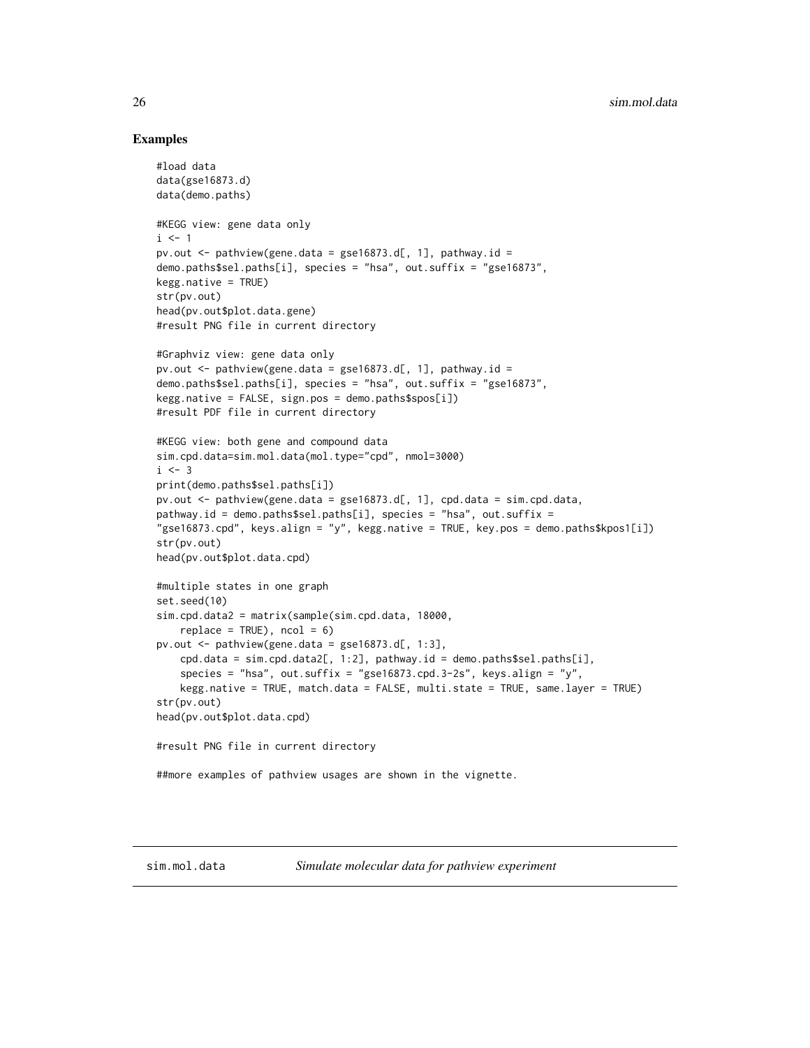## Examples

```
#load data
data(gse16873.d)
data(demo.paths)

#KEGG view: gene data only
i <- 1
pv.out <- pathview(gene.data = gse16873.d[, 1], pathway.id =
demo.paths$sel.paths[i], species = "hsa", out.suffix = "gse16873",
kegg.native = TRUE)
str(pv.out)
head(pv.out$plot.data.gene)
#result PNG file in current directory

#Graphviz view: gene data only
pv.out <- pathview(gene.data = gse16873.d[, 1], pathway.id =
demo.paths$sel.paths[i], species = "hsa", out.suffix = "gse16873",
kegg.native = FALSE, sign.pos = demo.paths$spos[i])
#result PDF file in current directory

#KEGG view: both gene and compound data
sim.cpd.data=sim.mol.data(mol.type="cpd", nmol=3000)
i <- 3
print(demo.paths$sel.paths[i])
pv.out <- pathview(gene.data = gse16873.d[, 1], cpd.data = sim.cpd.data,
pathway.id = demo.paths$sel.paths[i], species = "hsa", out.suffix =
"gse16873.cpd", keys.align = "y", kegg.native = TRUE, key.pos = demo.paths$kpos1[i])
str(pv.out)
head(pv.out$plot.data.cpd)

#multiple states in one graph
set.seed(10)
sim.cpd.data2 = matrix(sample(sim.cpd.data, 18000,
    replace = TRUE), ncol = 6)
pv.out <- pathview(gene.data = gse16873.d[, 1:3],
    cpd.data = sim.cpd.data2[, 1:2], pathway.id = demo.paths$sel.paths[i],
    species = "hsa", out.suffix = "gse16873.cpd.3-2s", keys.align = "y",
    kegg.native = TRUE, match.data = FALSE, multi.state = TRUE, same.layer = TRUE)
str(pv.out)
head(pv.out$plot.data.cpd)

#result PNG file in current directory

##more examples of pathview usages are shown in the vignette.
```

---

sim.mol.data &nbsp;&nbsp;&nbsp;&nbsp; *Simulate molecular data for pathview experiment*

---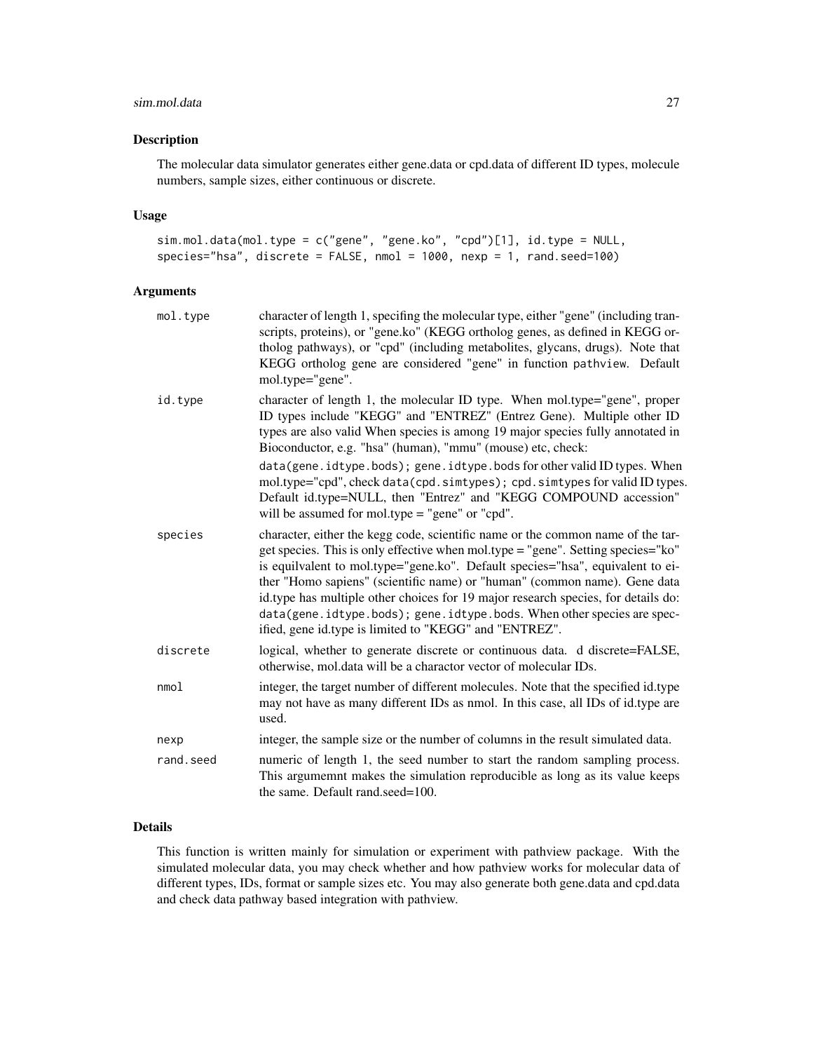## Description

The molecular data simulator generates either gene.data or cpd.data of different ID types, molecule numbers, sample sizes, either continuous or discrete.

## Usage

```
sim.mol.data(mol.type = c("gene", "gene.ko", "cpd")[1], id.type = NULL,
species="hsa", discrete = FALSE, nmol = 1000, nexp = 1, rand.seed=100)
```

## Arguments

| | |
|---|---|
| mol.type | character of length 1, specifing the molecular type, either "gene" (including transcripts, proteins), or "gene.ko" (KEGG ortholog genes, as defined in KEGG ortholog pathways), or "cpd" (including metabolites, glycans, drugs). Note that KEGG ortholog gene are considered "gene" in function pathview. Default mol.type="gene". |
| id.type | character of length 1, the molecular ID type. When mol.type="gene", proper ID types include "KEGG" and "ENTREZ" (Entrez Gene). Multiple other ID types are also valid When species is among 19 major species fully annotated in Bioconductor, e.g. "hsa" (human), "mmu" (mouse) etc, check: `data(gene.idtype.bods); gene.idtype.bods` for other valid ID types. When mol.type="cpd", check `data(cpd.simtypes); cpd.simtypes` for valid ID types. Default id.type=NULL, then "Entrez" and "KEGG COMPOUND accession" will be assumed for mol.type = "gene" or "cpd". |
| species | character, either the kegg code, scientific name or the common name of the target species. This is only effective when mol.type = "gene". Setting species="ko" is equilvalent to mol.type="gene.ko". Default species="hsa", equivalent to either "Homo sapiens" (scientific name) or "human" (common name). Gene data id.type has multiple other choices for 19 major research species, for details do: `data(gene.idtype.bods); gene.idtype.bods`. When other species are specified, gene id.type is limited to "KEGG" and "ENTREZ". |
| discrete | logical, whether to generate discrete or continuous data. d discrete=FALSE, otherwise, mol.data will be a charactor vector of molecular IDs. |
| nmol | integer, the target number of different molecules. Note that the specified id.type may not have as many different IDs as nmol. In this case, all IDs of id.type are used. |
| nexp | integer, the sample size or the number of columns in the result simulated data. |
| rand.seed | numeric of length 1, the seed number to start the random sampling process. This argumemnt makes the simulation reproducible as long as its value keeps the same. Default rand.seed=100. |

## Details

This function is written mainly for simulation or experiment with pathview package. With the simulated molecular data, you may check whether and how pathview works for molecular data of different types, IDs, format or sample sizes etc. You may also generate both gene.data and cpd.data and check data pathway based integration with pathview.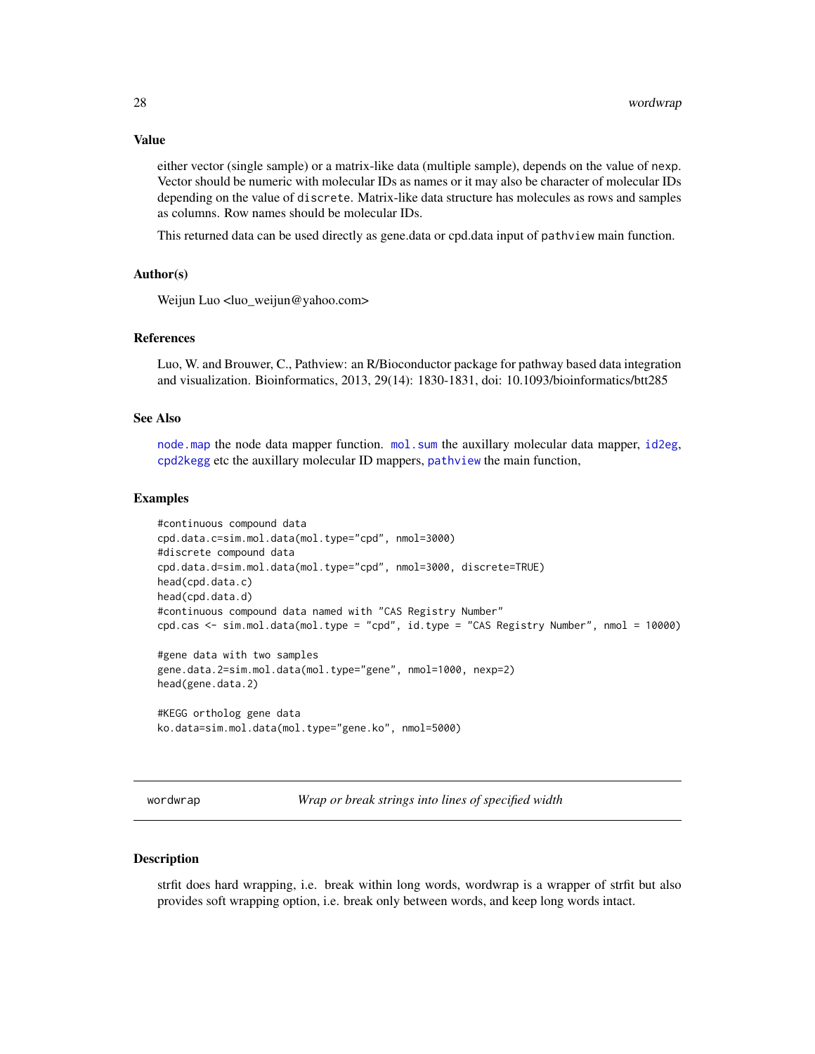### Value

either vector (single sample) or a matrix-like data (multiple sample), depends on the value of nexp. Vector should be numeric with molecular IDs as names or it may also be character of molecular IDs depending on the value of discrete. Matrix-like data structure has molecules as rows and samples as columns. Row names should be molecular IDs.

This returned data can be used directly as gene.data or cpd.data input of pathview main function.

### Author(s)

Weijun Luo <luo_weijun@yahoo.com>

### References

Luo, W. and Brouwer, C., Pathview: an R/Bioconductor package for pathway based data integration and visualization. Bioinformatics, 2013, 29(14): 1830-1831, doi: 10.1093/bioinformatics/btt285

### See Also

node.map the node data mapper function. mol.sum the auxillary molecular data mapper, id2eg, cpd2kegg etc the auxillary molecular ID mappers, pathview the main function,

### Examples

```
#continuous compound data
cpd.data.c=sim.mol.data(mol.type="cpd", nmol=3000)
#discrete compound data
cpd.data.d=sim.mol.data(mol.type="cpd", nmol=3000, discrete=TRUE)
head(cpd.data.c)
head(cpd.data.d)
#continuous compound data named with "CAS Registry Number"
cpd.cas <- sim.mol.data(mol.type = "cpd", id.type = "CAS Registry Number", nmol = 10000)

#gene data with two samples
gene.data.2=sim.mol.data(mol.type="gene", nmol=1000, nexp=2)
head(gene.data.2)

#KEGG ortholog gene data
ko.data=sim.mol.data(mol.type="gene.ko", nmol=5000)
```

---

## wordwrap — *Wrap or break strings into lines of specified width*

---

### Description

strfit does hard wrapping, i.e. break within long words, wordwrap is a wrapper of strfit but also provides soft wrapping option, i.e. break only between words, and keep long words intact.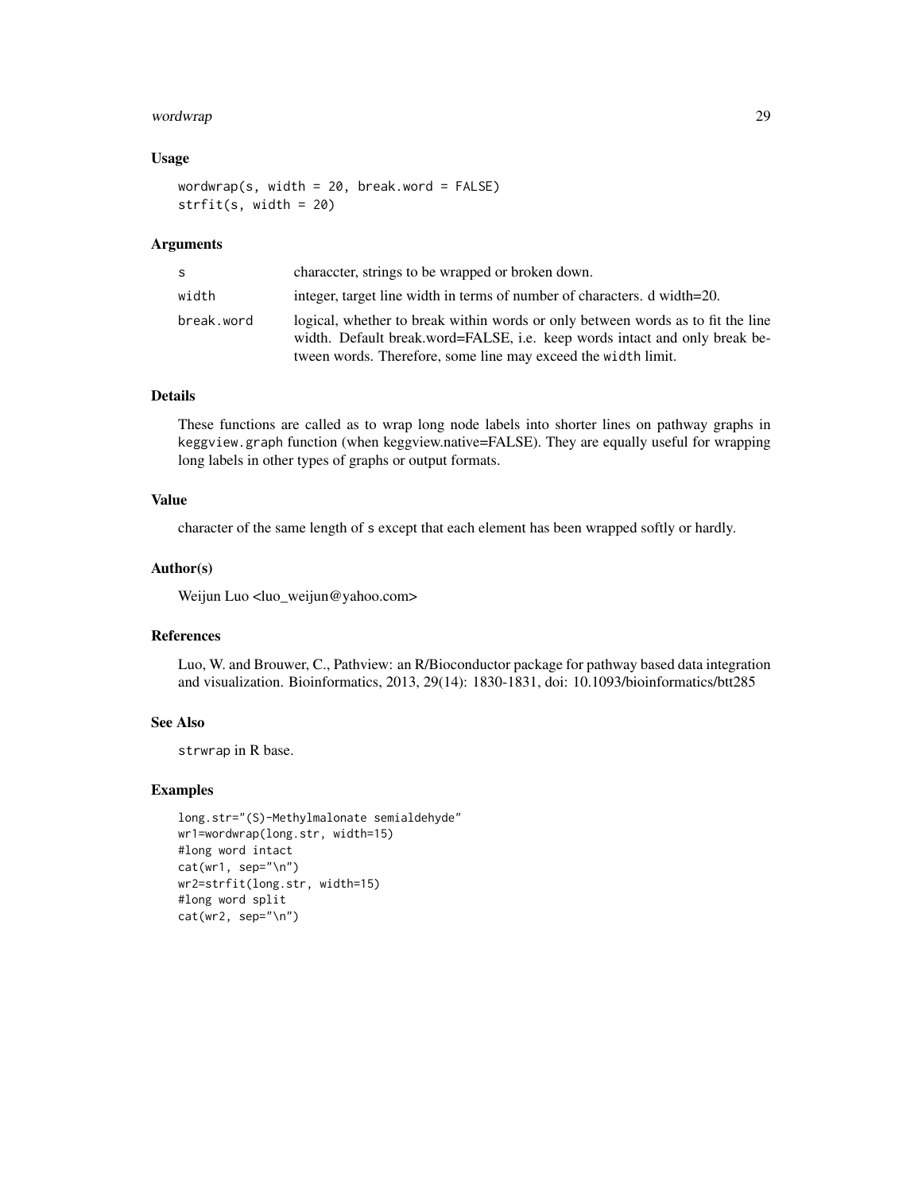### Usage

```
wordwrap(s, width = 20, break.word = FALSE)
strfit(s, width = 20)
```

### Arguments

| | |
|---|---|
| s | characcter, strings to be wrapped or broken down. |
| width | integer, target line width in terms of number of characters. d width=20. |
| break.word | logical, whether to break within words or only between words as to fit the line width. Default break.word=FALSE, i.e. keep words intact and only break between words. Therefore, some line may exceed the width limit. |

### Details

These functions are called as to wrap long node labels into shorter lines on pathway graphs in keggview.graph function (when keggview.native=FALSE). They are equally useful for wrapping long labels in other types of graphs or output formats.

### Value

character of the same length of s except that each element has been wrapped softly or hardly.

### Author(s)

Weijun Luo <luo_weijun@yahoo.com>

### References

Luo, W. and Brouwer, C., Pathview: an R/Bioconductor package for pathway based data integration and visualization. Bioinformatics, 2013, 29(14): 1830-1831, doi: 10.1093/bioinformatics/btt285

### See Also

strwrap in R base.

### Examples

```
long.str="(S)-Methylmalonate semialdehyde"
wr1=wordwrap(long.str, width=15)
#long word intact
cat(wr1, sep="\n")
wr2=strfit(long.str, width=15)
#long word split
cat(wr2, sep="\n")
```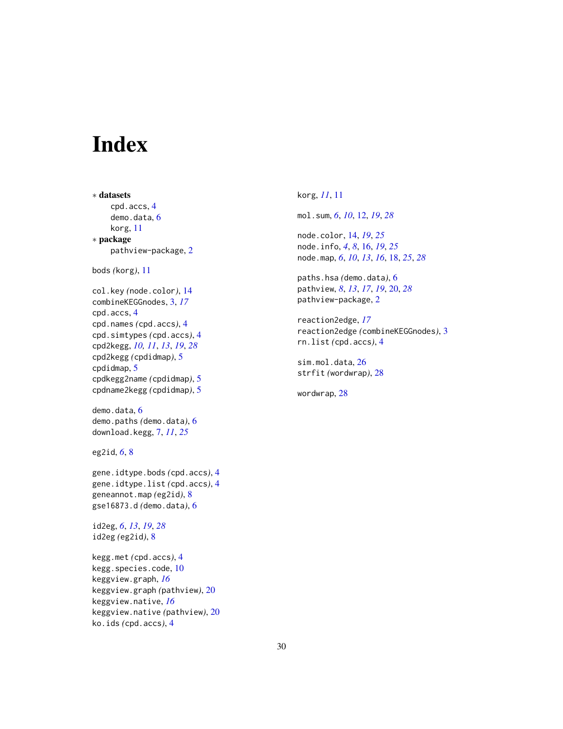# Index

∗ **datasets**
  cpd.accs, 4
  demo.data, 6
  korg, 11
∗ **package**
  pathview-package, 2

bods *(*korg*)*, 11

col.key *(*node.color*)*, 14
combineKEGGnodes, 3, *17*
cpd.accs, 4
cpd.names *(*cpd.accs*)*, 4
cpd.simtypes *(*cpd.accs*)*, 4
cpd2kegg, *10, 11*, *13*, *19*, *28*
cpd2kegg *(*cpdidmap*)*, 5
cpdidmap, 5
cpdkegg2name *(*cpdidmap*)*, 5
cpdname2kegg *(*cpdidmap*)*, 5

demo.data, 6
demo.paths *(*demo.data*)*, 6
download.kegg, 7, *11*, *25*

eg2id, *6*, 8

gene.idtype.bods *(*cpd.accs*)*, 4
gene.idtype.list *(*cpd.accs*)*, 4
geneannot.map *(*eg2id*)*, 8
gse16873.d *(*demo.data*)*, 6

id2eg, *6*, *13*, *19*, *28*
id2eg *(*eg2id*)*, 8

kegg.met *(*cpd.accs*)*, 4
kegg.species.code, 10
keggview.graph, *16*
keggview.graph *(*pathview*)*, 20
keggview.native, *16*
keggview.native *(*pathview*)*, 20
ko.ids *(*cpd.accs*)*, 4
korg, *11*, 11

mol.sum, *6*, *10*, 12, *19*, *28*

node.color, 14, *19*, *25*
node.info, *4*, *8*, 16, *19*, *25*
node.map, *6*, *10*, *13*, *16*, 18, *25*, *28*

paths.hsa *(*demo.data*)*, 6
pathview, *8*, *13*, *17*, *19*, 20, *28*
pathview-package, 2

reaction2edge, *17*
reaction2edge *(*combineKEGGnodes*)*, 3
rn.list *(*cpd.accs*)*, 4

sim.mol.data, 26
strfit *(*wordwrap*)*, 28

wordwrap, 28